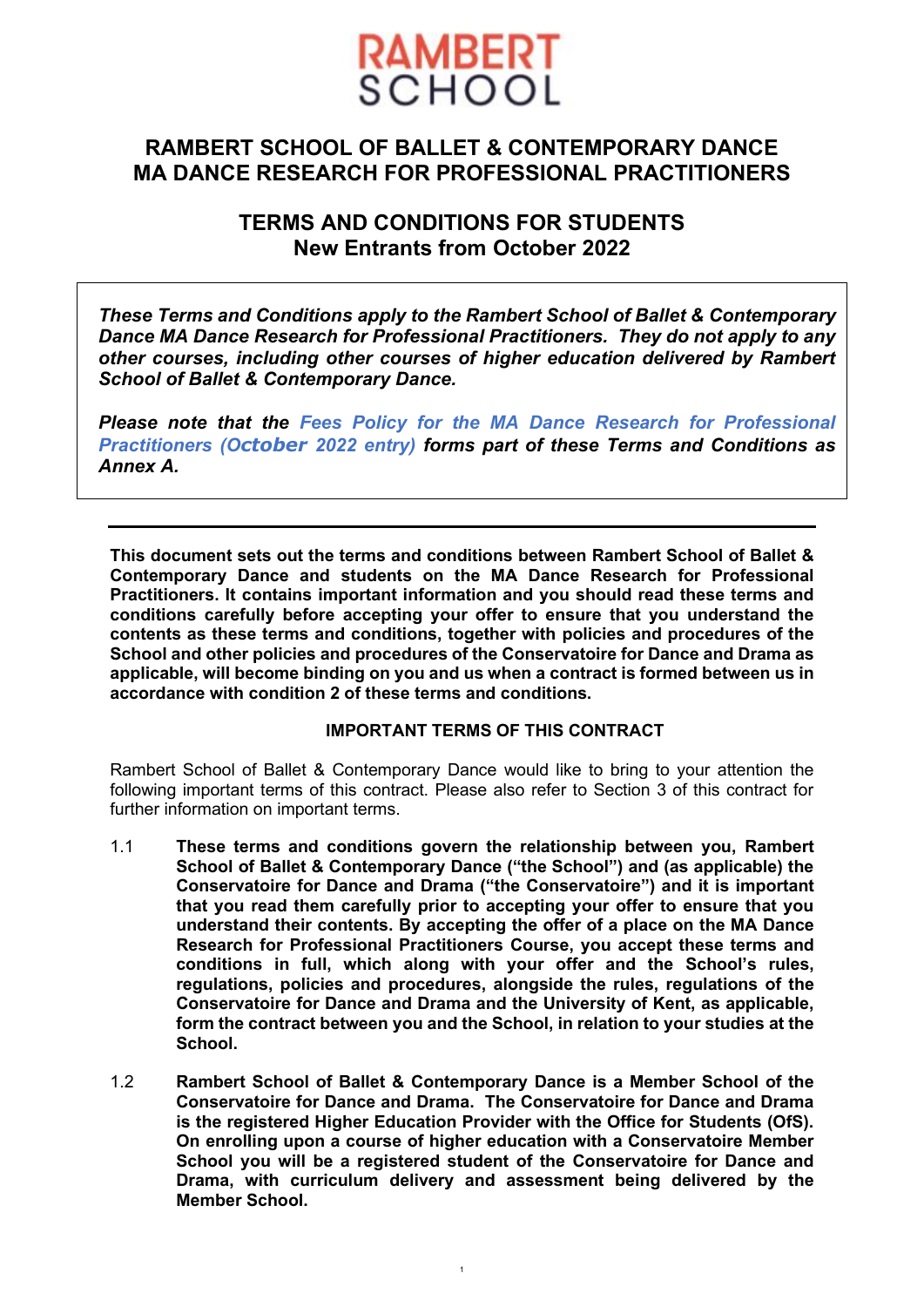RAMBERT
SCHOOL

# RAMBERT SCHOOL OF BALLET & CONTEMPORARY DANCE
# MA DANCE RESEARCH FOR PROFESSIONAL PRACTITIONERS

## TERMS AND CONDITIONS FOR STUDENTS
## New Entrants from October 2022

***These Terms and Conditions apply to the Rambert School of Ballet & Contemporary Dance MA Dance Research for Professional Practitioners. They do not apply to any other courses, including other courses of higher education delivered by Rambert School of Ballet & Contemporary Dance.***

***Please note that the Fees Policy for the MA Dance Research for Professional Practitioners (October 2022 entry) forms part of these Terms and Conditions as Annex A.***

---

**This document sets out the terms and conditions between Rambert School of Ballet & Contemporary Dance and students on the MA Dance Research for Professional Practitioners. It contains important information and you should read these terms and conditions carefully before accepting your offer to ensure that you understand the contents as these terms and conditions, together with policies and procedures of the School and other policies and procedures of the Conservatoire for Dance and Drama as applicable, will become binding on you and us when a contract is formed between us in accordance with condition 2 of these terms and conditions.**

**IMPORTANT TERMS OF THIS CONTRACT**

Rambert School of Ballet & Contemporary Dance would like to bring to your attention the following important terms of this contract. Please also refer to Section 3 of this contract for further information on important terms.

1.1 **These terms and conditions govern the relationship between you, Rambert School of Ballet & Contemporary Dance ("the School") and (as applicable) the Conservatoire for Dance and Drama ("the Conservatoire") and it is important that you read them carefully prior to accepting your offer to ensure that you understand their contents. By accepting the offer of a place on the MA Dance Research for Professional Practitioners Course, you accept these terms and conditions in full, which along with your offer and the School's rules, regulations, policies and procedures, alongside the rules, regulations of the Conservatoire for Dance and Drama and the University of Kent, as applicable, form the contract between you and the School, in relation to your studies at the School.**

1.2 **Rambert School of Ballet & Contemporary Dance is a Member School of the Conservatoire for Dance and Drama. The Conservatoire for Dance and Drama is the registered Higher Education Provider with the Office for Students (OfS). On enrolling upon a course of higher education with a Conservatoire Member School you will be a registered student of the Conservatoire for Dance and Drama, with curriculum delivery and assessment being delivered by the Member School.**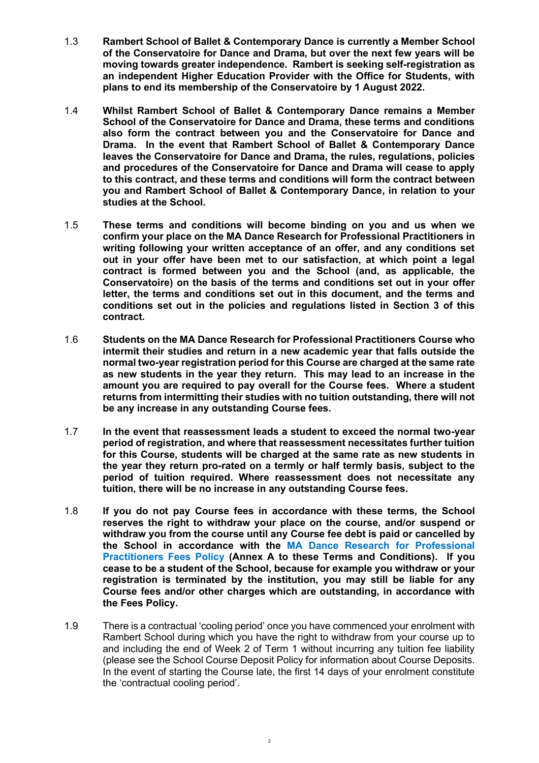1.3 **Rambert School of Ballet & Contemporary Dance is currently a Member School of the Conservatoire for Dance and Drama, but over the next few years will be moving towards greater independence. Rambert is seeking self-registration as an independent Higher Education Provider with the Office for Students, with plans to end its membership of the Conservatoire by 1 August 2022.**

1.4 **Whilst Rambert School of Ballet & Contemporary Dance remains a Member School of the Conservatoire for Dance and Drama, these terms and conditions also form the contract between you and the Conservatoire for Dance and Drama. In the event that Rambert School of Ballet & Contemporary Dance leaves the Conservatoire for Dance and Drama, the rules, regulations, policies and procedures of the Conservatoire for Dance and Drama will cease to apply to this contract, and these terms and conditions will form the contract between you and Rambert School of Ballet & Contemporary Dance, in relation to your studies at the School.**

1.5 **These terms and conditions will become binding on you and us when we confirm your place on the MA Dance Research for Professional Practitioners in writing following your written acceptance of an offer, and any conditions set out in your offer have been met to our satisfaction, at which point a legal contract is formed between you and the School (and, as applicable, the Conservatoire) on the basis of the terms and conditions set out in your offer letter, the terms and conditions set out in this document, and the terms and conditions set out in the policies and regulations listed in Section 3 of this contract.**

1.6 **Students on the MA Dance Research for Professional Practitioners Course who intermit their studies and return in a new academic year that falls outside the normal two-year registration period for this Course are charged at the same rate as new students in the year they return. This may lead to an increase in the amount you are required to pay overall for the Course fees. Where a student returns from intermitting their studies with no tuition outstanding, there will not be any increase in any outstanding Course fees.**

1.7 **In the event that reassessment leads a student to exceed the normal two-year period of registration, and where that reassessment necessitates further tuition for this Course, students will be charged at the same rate as new students in the year they return pro-rated on a termly or half termly basis, subject to the period of tuition required. Where reassessment does not necessitate any tuition, there will be no increase in any outstanding Course fees.**

1.8 **If you do not pay Course fees in accordance with these terms, the School reserves the right to withdraw your place on the course, and/or suspend or withdraw you from the course until any Course fee debt is paid or cancelled by the School in accordance with the MA Dance Research for Professional Practitioners Fees Policy (Annex A to these Terms and Conditions). If you cease to be a student of the School, because for example you withdraw or your registration is terminated by the institution, you may still be liable for any Course fees and/or other charges which are outstanding, in accordance with the Fees Policy.**

1.9 There is a contractual 'cooling period' once you have commenced your enrolment with Rambert School during which you have the right to withdraw from your course up to and including the end of Week 2 of Term 1 without incurring any tuition fee liability (please see the School Course Deposit Policy for information about Course Deposits. In the event of starting the Course late, the first 14 days of your enrolment constitute the 'contractual cooling period'.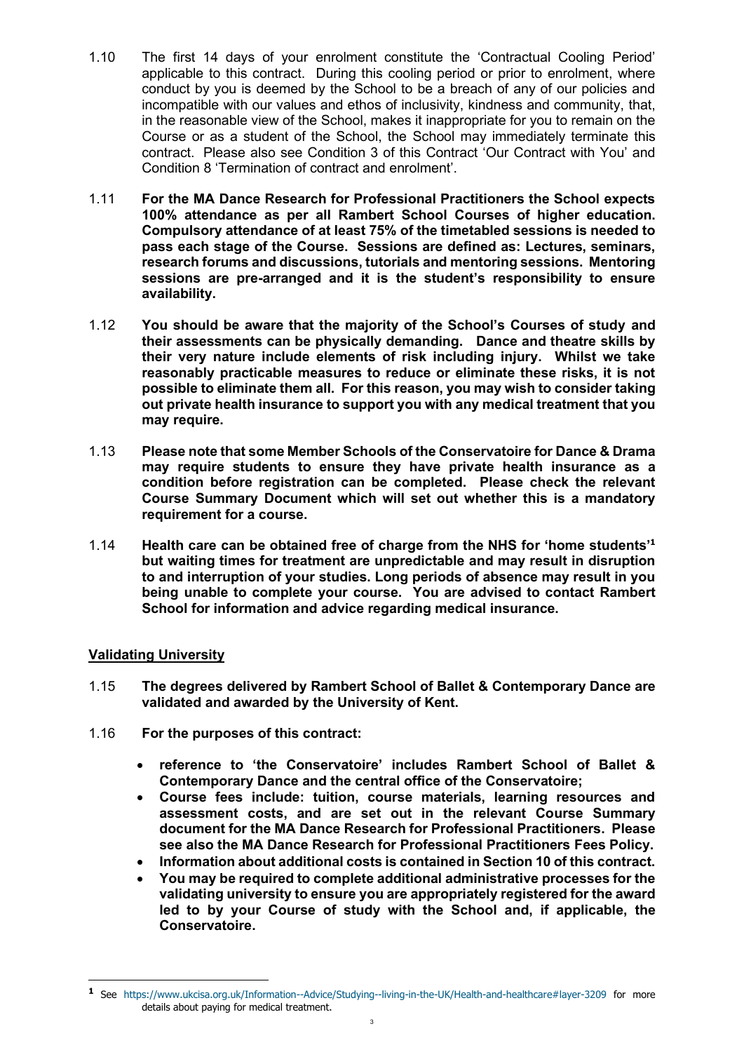1.10 The first 14 days of your enrolment constitute the 'Contractual Cooling Period' applicable to this contract. During this cooling period or prior to enrolment, where conduct by you is deemed by the School to be a breach of any of our policies and incompatible with our values and ethos of inclusivity, kindness and community, that, in the reasonable view of the School, makes it inappropriate for you to remain on the Course or as a student of the School, the School may immediately terminate this contract. Please also see Condition 3 of this Contract 'Our Contract with You' and Condition 8 'Termination of contract and enrolment'.

1.11 **For the MA Dance Research for Professional Practitioners the School expects 100% attendance as per all Rambert School Courses of higher education. Compulsory attendance of at least 75% of the timetabled sessions is needed to pass each stage of the Course. Sessions are defined as: Lectures, seminars, research forums and discussions, tutorials and mentoring sessions. Mentoring sessions are pre-arranged and it is the student's responsibility to ensure availability.**

1.12 **You should be aware that the majority of the School's Courses of study and their assessments can be physically demanding. Dance and theatre skills by their very nature include elements of risk including injury. Whilst we take reasonably practicable measures to reduce or eliminate these risks, it is not possible to eliminate them all. For this reason, you may wish to consider taking out private health insurance to support you with any medical treatment that you may require.**

1.13 **Please note that some Member Schools of the Conservatoire for Dance & Drama may require students to ensure they have private health insurance as a condition before registration can be completed. Please check the relevant Course Summary Document which will set out whether this is a mandatory requirement for a course.**

1.14 **Health care can be obtained free of charge from the NHS for 'home students'[1] but waiting times for treatment are unpredictable and may result in disruption to and interruption of your studies. Long periods of absence may result in you being unable to complete your course. You are advised to contact Rambert School for information and advice regarding medical insurance.**

## Validating University

1.15 **The degrees delivered by Rambert School of Ballet & Contemporary Dance are validated and awarded by the University of Kent.**

1.16 **For the purposes of this contract:**

- **reference to 'the Conservatoire' includes Rambert School of Ballet & Contemporary Dance and the central office of the Conservatoire;**
- **Course fees include: tuition, course materials, learning resources and assessment costs, and are set out in the relevant Course Summary document for the MA Dance Research for Professional Practitioners. Please see also the MA Dance Research for Professional Practitioners Fees Policy.**
- **Information about additional costs is contained in Section 10 of this contract.**
- **You may be required to complete additional administrative processes for the validating university to ensure you are appropriately registered for the award led to by your Course of study with the School and, if applicable, the Conservatoire.**

---

[1] See https://www.ukcisa.org.uk/Information--Advice/Studying--living-in-the-UK/Health-and-healthcare#layer-3209 for more details about paying for medical treatment.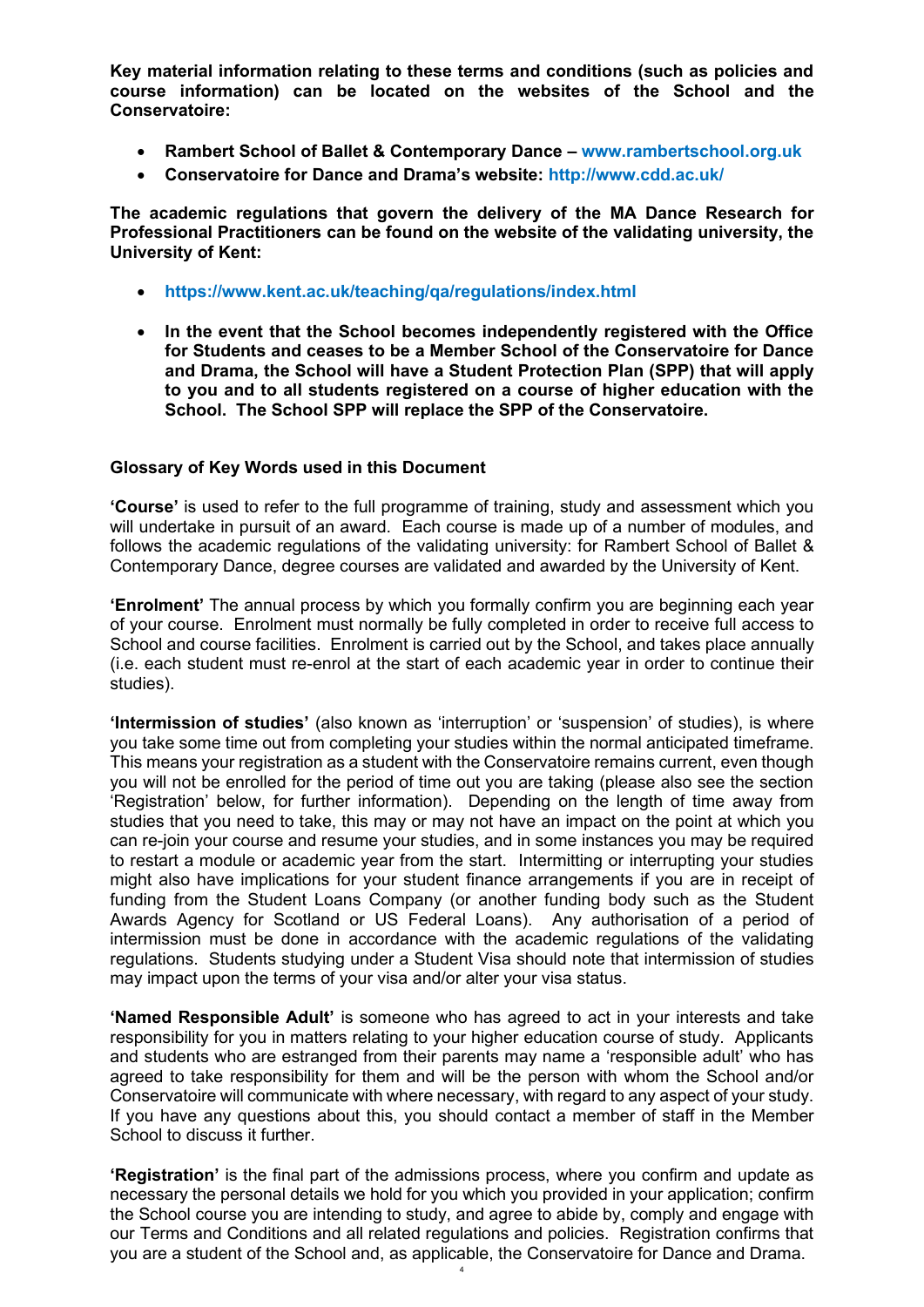**Key material information relating to these terms and conditions (such as policies and course information) can be located on the websites of the School and the Conservatoire:**

- **Rambert School of Ballet & Contemporary Dance – www.rambertschool.org.uk**
- **Conservatoire for Dance and Drama's website: http://www.cdd.ac.uk/**

**The academic regulations that govern the delivery of the MA Dance Research for Professional Practitioners can be found on the website of the validating university, the University of Kent:**

- **https://www.kent.ac.uk/teaching/qa/regulations/index.html**
- **In the event that the School becomes independently registered with the Office for Students and ceases to be a Member School of the Conservatoire for Dance and Drama, the School will have a Student Protection Plan (SPP) that will apply to you and to all students registered on a course of higher education with the School. The School SPP will replace the SPP of the Conservatoire.**

### Glossary of Key Words used in this Document

**'Course'** is used to refer to the full programme of training, study and assessment which you will undertake in pursuit of an award. Each course is made up of a number of modules, and follows the academic regulations of the validating university: for Rambert School of Ballet & Contemporary Dance, degree courses are validated and awarded by the University of Kent.

**'Enrolment'** The annual process by which you formally confirm you are beginning each year of your course. Enrolment must normally be fully completed in order to receive full access to School and course facilities. Enrolment is carried out by the School, and takes place annually (i.e. each student must re-enrol at the start of each academic year in order to continue their studies).

**'Intermission of studies'** (also known as 'interruption' or 'suspension' of studies), is where you take some time out from completing your studies within the normal anticipated timeframe. This means your registration as a student with the Conservatoire remains current, even though you will not be enrolled for the period of time out you are taking (please also see the section 'Registration' below, for further information). Depending on the length of time away from studies that you need to take, this may or may not have an impact on the point at which you can re-join your course and resume your studies, and in some instances you may be required to restart a module or academic year from the start. Intermitting or interrupting your studies might also have implications for your student finance arrangements if you are in receipt of funding from the Student Loans Company (or another funding body such as the Student Awards Agency for Scotland or US Federal Loans). Any authorisation of a period of intermission must be done in accordance with the academic regulations of the validating regulations. Students studying under a Student Visa should note that intermission of studies may impact upon the terms of your visa and/or alter your visa status.

**'Named Responsible Adult'** is someone who has agreed to act in your interests and take responsibility for you in matters relating to your higher education course of study. Applicants and students who are estranged from their parents may name a 'responsible adult' who has agreed to take responsibility for them and will be the person with whom the School and/or Conservatoire will communicate with where necessary, with regard to any aspect of your study. If you have any questions about this, you should contact a member of staff in the Member School to discuss it further.

**'Registration'** is the final part of the admissions process, where you confirm and update as necessary the personal details we hold for you which you provided in your application; confirm the School course you are intending to study, and agree to abide by, comply and engage with our Terms and Conditions and all related regulations and policies. Registration confirms that you are a student of the School and, as applicable, the Conservatoire for Dance and Drama.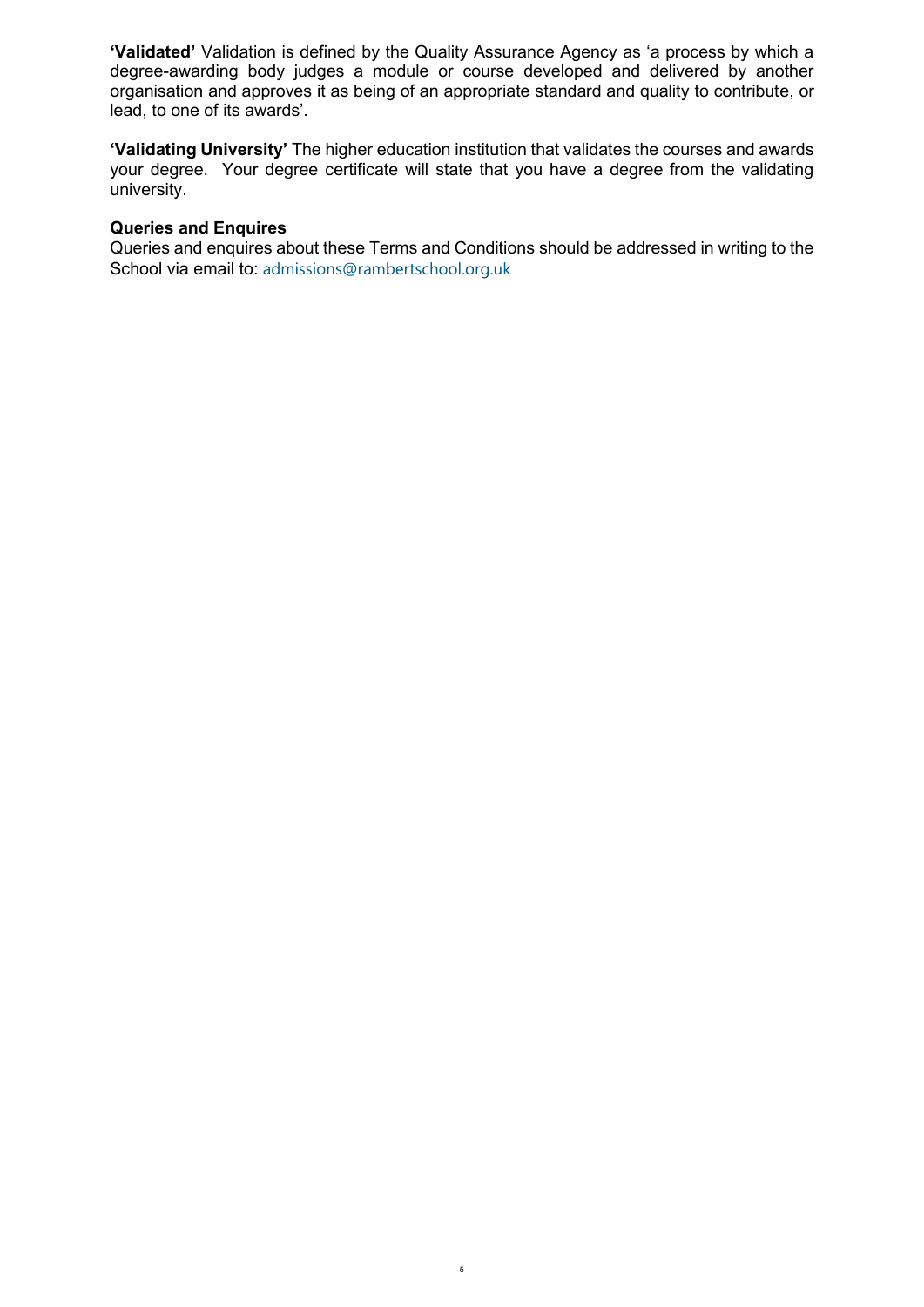**'Validated'** Validation is defined by the Quality Assurance Agency as 'a process by which a degree-awarding body judges a module or course developed and delivered by another organisation and approves it as being of an appropriate standard and quality to contribute, or lead, to one of its awards'.

**'Validating University'** The higher education institution that validates the courses and awards your degree. Your degree certificate will state that you have a degree from the validating university.

**Queries and Enquires**

Queries and enquires about these Terms and Conditions should be addressed in writing to the School via email to: admissions@rambertschool.org.uk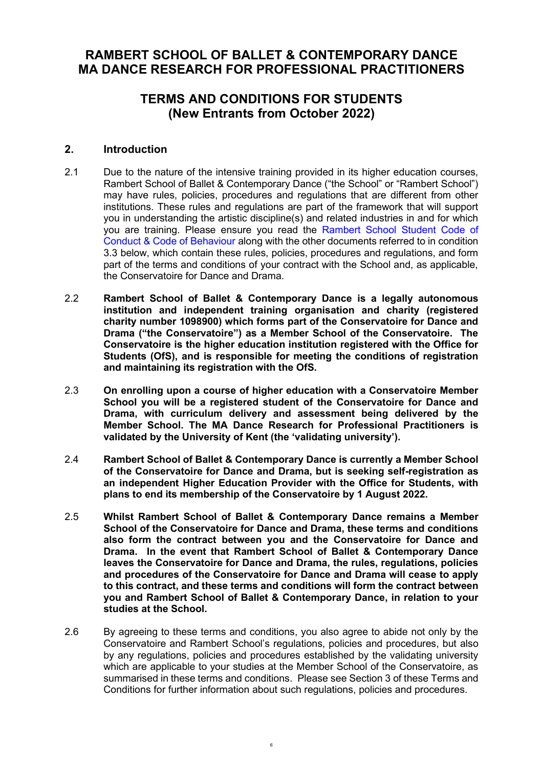# RAMBERT SCHOOL OF BALLET & CONTEMPORARY DANCE MA DANCE RESEARCH FOR PROFESSIONAL PRACTITIONERS

# TERMS AND CONDITIONS FOR STUDENTS (New Entrants from October 2022)

## 2. Introduction

2.1 Due to the nature of the intensive training provided in its higher education courses, Rambert School of Ballet & Contemporary Dance ("the School" or "Rambert School") may have rules, policies, procedures and regulations that are different from other institutions. These rules and regulations are part of the framework that will support you in understanding the artistic discipline(s) and related industries in and for which you are training. Please ensure you read the Rambert School Student Code of Conduct & Code of Behaviour along with the other documents referred to in condition 3.3 below, which contain these rules, policies, procedures and regulations, and form part of the terms and conditions of your contract with the School and, as applicable, the Conservatoire for Dance and Drama.

2.2 **Rambert School of Ballet & Contemporary Dance is a legally autonomous institution and independent training organisation and charity (registered charity number 1098900) which forms part of the Conservatoire for Dance and Drama ("the Conservatoire") as a Member School of the Conservatoire. The Conservatoire is the higher education institution registered with the Office for Students (OfS), and is responsible for meeting the conditions of registration and maintaining its registration with the OfS.**

2.3 **On enrolling upon a course of higher education with a Conservatoire Member School you will be a registered student of the Conservatoire for Dance and Drama, with curriculum delivery and assessment being delivered by the Member School. The MA Dance Research for Professional Practitioners is validated by the University of Kent (the 'validating university').**

2.4 **Rambert School of Ballet & Contemporary Dance is currently a Member School of the Conservatoire for Dance and Drama, but is seeking self-registration as an independent Higher Education Provider with the Office for Students, with plans to end its membership of the Conservatoire by 1 August 2022.**

2.5 **Whilst Rambert School of Ballet & Contemporary Dance remains a Member School of the Conservatoire for Dance and Drama, these terms and conditions also form the contract between you and the Conservatoire for Dance and Drama. In the event that Rambert School of Ballet & Contemporary Dance leaves the Conservatoire for Dance and Drama, the rules, regulations, policies and procedures of the Conservatoire for Dance and Drama will cease to apply to this contract, and these terms and conditions will form the contract between you and Rambert School of Ballet & Contemporary Dance, in relation to your studies at the School.**

2.6 By agreeing to these terms and conditions, you also agree to abide not only by the Conservatoire and Rambert School's regulations, policies and procedures, but also by any regulations, policies and procedures established by the validating university which are applicable to your studies at the Member School of the Conservatoire, as summarised in these terms and conditions. Please see Section 3 of these Terms and Conditions for further information about such regulations, policies and procedures.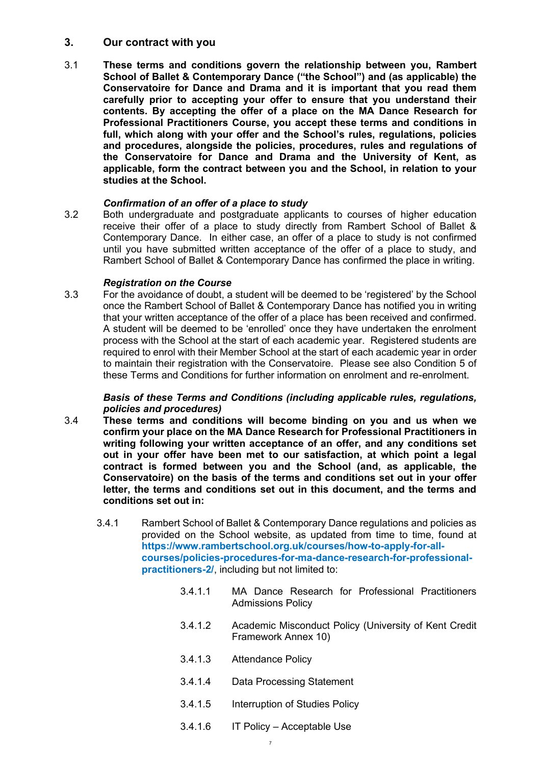## 3. Our contract with you

3.1 **These terms and conditions govern the relationship between you, Rambert School of Ballet & Contemporary Dance ("the School") and (as applicable) the Conservatoire for Dance and Drama and it is important that you read them carefully prior to accepting your offer to ensure that you understand their contents. By accepting the offer of a place on the MA Dance Research for Professional Practitioners Course, you accept these terms and conditions in full, which along with your offer and the School's rules, regulations, policies and procedures, alongside the policies, procedures, rules and regulations of the Conservatoire for Dance and Drama and the University of Kent, as applicable, form the contract between you and the School, in relation to your studies at the School.**

***Confirmation of an offer of a place to study***

3.2 Both undergraduate and postgraduate applicants to courses of higher education receive their offer of a place to study directly from Rambert School of Ballet & Contemporary Dance. In either case, an offer of a place to study is not confirmed until you have submitted written acceptance of the offer of a place to study, and Rambert School of Ballet & Contemporary Dance has confirmed the place in writing.

***Registration on the Course***

3.3 For the avoidance of doubt, a student will be deemed to be 'registered' by the School once the Rambert School of Ballet & Contemporary Dance has notified you in writing that your written acceptance of the offer of a place has been received and confirmed. A student will be deemed to be 'enrolled' once they have undertaken the enrolment process with the School at the start of each academic year. Registered students are required to enrol with their Member School at the start of each academic year in order to maintain their registration with the Conservatoire. Please see also Condition 5 of these Terms and Conditions for further information on enrolment and re-enrolment.

***Basis of these Terms and Conditions (including applicable rules, regulations, policies and procedures)***

3.4 **These terms and conditions will become binding on you and us when we confirm your place on the MA Dance Research for Professional Practitioners in writing following your written acceptance of an offer, and any conditions set out in your offer have been met to our satisfaction, at which point a legal contract is formed between you and the School (and, as applicable, the Conservatoire) on the basis of the terms and conditions set out in your offer letter, the terms and conditions set out in this document, and the terms and conditions set out in:**

3.4.1 Rambert School of Ballet & Contemporary Dance regulations and policies as provided on the School website, as updated from time to time, found at **https://www.rambertschool.org.uk/courses/how-to-apply-for-all-courses/policies-procedures-for-ma-dance-research-for-professional-practitioners-2/**, including but not limited to:

3.4.1.1 MA Dance Research for Professional Practitioners Admissions Policy

3.4.1.2 Academic Misconduct Policy (University of Kent Credit Framework Annex 10)

3.4.1.3 Attendance Policy

3.4.1.4 Data Processing Statement

3.4.1.5 Interruption of Studies Policy

3.4.1.6 IT Policy – Acceptable Use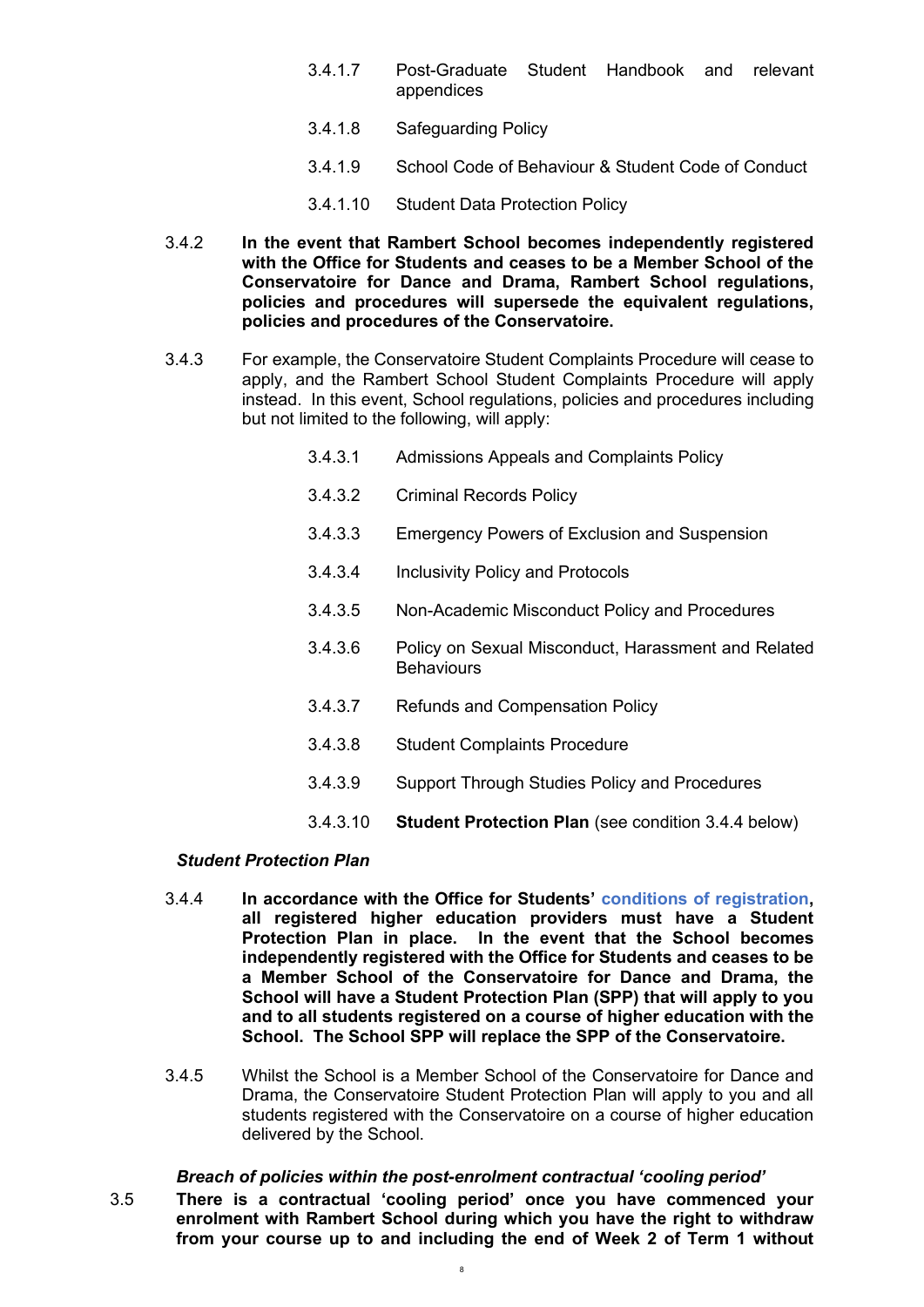3.4.1.7 Post-Graduate Student Handbook and relevant appendices

3.4.1.8 Safeguarding Policy

3.4.1.9 School Code of Behaviour & Student Code of Conduct

3.4.1.10 Student Data Protection Policy

3.4.2 **In the event that Rambert School becomes independently registered with the Office for Students and ceases to be a Member School of the Conservatoire for Dance and Drama, Rambert School regulations, policies and procedures will supersede the equivalent regulations, policies and procedures of the Conservatoire.**

3.4.3 For example, the Conservatoire Student Complaints Procedure will cease to apply, and the Rambert School Student Complaints Procedure will apply instead. In this event, School regulations, policies and procedures including but not limited to the following, will apply:

3.4.3.1 Admissions Appeals and Complaints Policy

3.4.3.2 Criminal Records Policy

3.4.3.3 Emergency Powers of Exclusion and Suspension

3.4.3.4 Inclusivity Policy and Protocols

3.4.3.5 Non-Academic Misconduct Policy and Procedures

3.4.3.6 Policy on Sexual Misconduct, Harassment and Related Behaviours

3.4.3.7 Refunds and Compensation Policy

3.4.3.8 Student Complaints Procedure

3.4.3.9 Support Through Studies Policy and Procedures

3.4.3.10 **Student Protection Plan** (see condition 3.4.4 below)

***Student Protection Plan***

3.4.4 **In accordance with the Office for Students' conditions of registration, all registered higher education providers must have a Student Protection Plan in place. In the event that the School becomes independently registered with the Office for Students and ceases to be a Member School of the Conservatoire for Dance and Drama, the School will have a Student Protection Plan (SPP) that will apply to you and to all students registered on a course of higher education with the School. The School SPP will replace the SPP of the Conservatoire.**

3.4.5 Whilst the School is a Member School of the Conservatoire for Dance and Drama, the Conservatoire Student Protection Plan will apply to you and all students registered with the Conservatoire on a course of higher education delivered by the School.

***Breach of policies within the post-enrolment contractual 'cooling period'***

3.5 **There is a contractual 'cooling period' once you have commenced your enrolment with Rambert School during which you have the right to withdraw from your course up to and including the end of Week 2 of Term 1 without**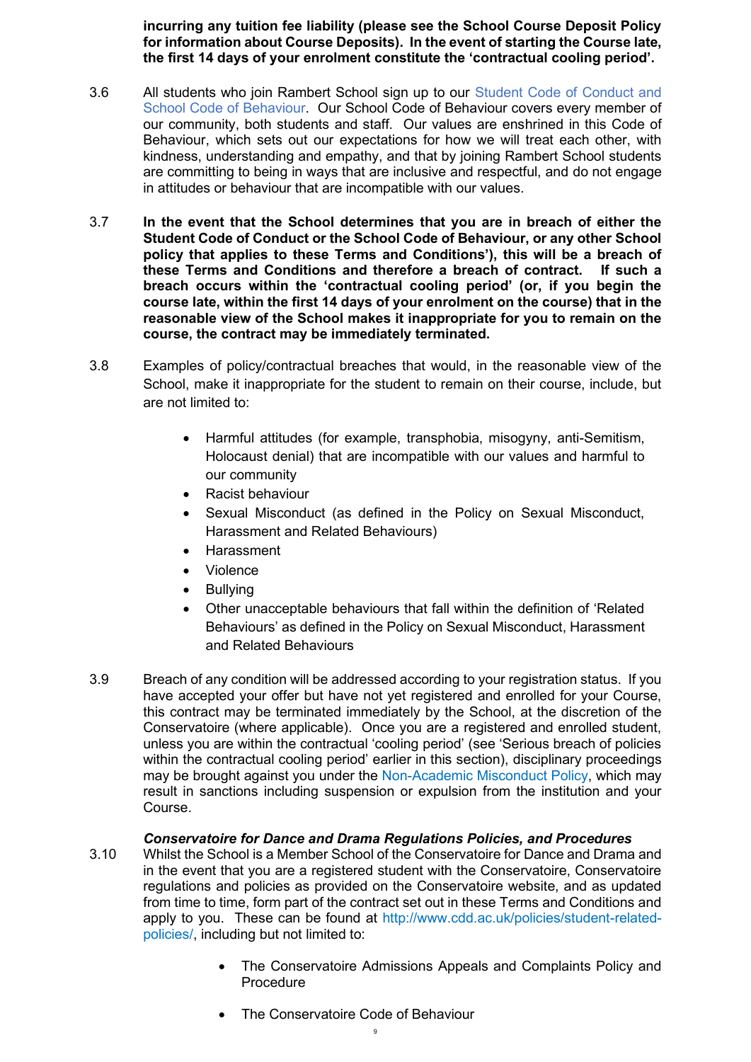**incurring any tuition fee liability (please see the School Course Deposit Policy for information about Course Deposits). In the event of starting the Course late, the first 14 days of your enrolment constitute the 'contractual cooling period'.**

3.6 All students who join Rambert School sign up to our Student Code of Conduct and School Code of Behaviour. Our School Code of Behaviour covers every member of our community, both students and staff. Our values are enshrined in this Code of Behaviour, which sets out our expectations for how we will treat each other, with kindness, understanding and empathy, and that by joining Rambert School students are committing to being in ways that are inclusive and respectful, and do not engage in attitudes or behaviour that are incompatible with our values.

3.7 **In the event that the School determines that you are in breach of either the Student Code of Conduct or the School Code of Behaviour, or any other School policy that applies to these Terms and Conditions'), this will be a breach of these Terms and Conditions and therefore a breach of contract. If such a breach occurs within the 'contractual cooling period' (or, if you begin the course late, within the first 14 days of your enrolment on the course) that in the reasonable view of the School makes it inappropriate for you to remain on the course, the contract may be immediately terminated.**

3.8 Examples of policy/contractual breaches that would, in the reasonable view of the School, make it inappropriate for the student to remain on their course, include, but are not limited to:

- Harmful attitudes (for example, transphobia, misogyny, anti-Semitism, Holocaust denial) that are incompatible with our values and harmful to our community
- Racist behaviour
- Sexual Misconduct (as defined in the Policy on Sexual Misconduct, Harassment and Related Behaviours)
- Harassment
- Violence
- Bullying
- Other unacceptable behaviours that fall within the definition of 'Related Behaviours' as defined in the Policy on Sexual Misconduct, Harassment and Related Behaviours

3.9 Breach of any condition will be addressed according to your registration status. If you have accepted your offer but have not yet registered and enrolled for your Course, this contract may be terminated immediately by the School, at the discretion of the Conservatoire (where applicable). Once you are a registered and enrolled student, unless you are within the contractual 'cooling period' (see 'Serious breach of policies within the contractual cooling period' earlier in this section), disciplinary proceedings may be brought against you under the Non-Academic Misconduct Policy, which may result in sanctions including suspension or expulsion from the institution and your Course.

***Conservatoire for Dance and Drama Regulations Policies, and Procedures***

3.10 Whilst the School is a Member School of the Conservatoire for Dance and Drama and in the event that you are a registered student with the Conservatoire, Conservatoire regulations and policies as provided on the Conservatoire website, and as updated from time to time, form part of the contract set out in these Terms and Conditions and apply to you. These can be found at http://www.cdd.ac.uk/policies/student-related-policies/, including but not limited to:

- The Conservatoire Admissions Appeals and Complaints Policy and Procedure
- The Conservatoire Code of Behaviour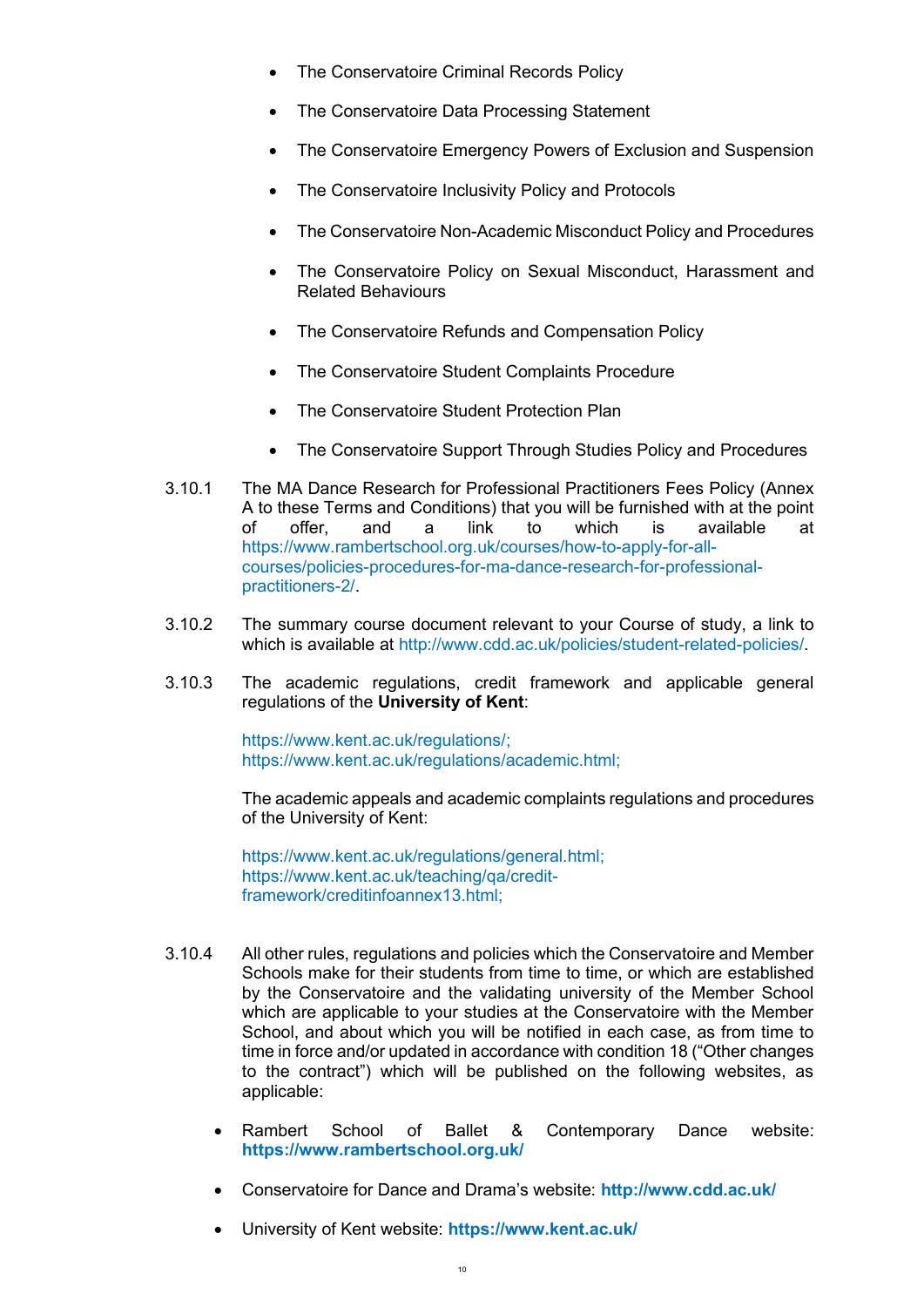- The Conservatoire Criminal Records Policy
- The Conservatoire Data Processing Statement
- The Conservatoire Emergency Powers of Exclusion and Suspension
- The Conservatoire Inclusivity Policy and Protocols
- The Conservatoire Non-Academic Misconduct Policy and Procedures
- The Conservatoire Policy on Sexual Misconduct, Harassment and Related Behaviours
- The Conservatoire Refunds and Compensation Policy
- The Conservatoire Student Complaints Procedure
- The Conservatoire Student Protection Plan
- The Conservatoire Support Through Studies Policy and Procedures

3.10.1 The MA Dance Research for Professional Practitioners Fees Policy (Annex A to these Terms and Conditions) that you will be furnished with at the point of offer, and a link to which is available at https://www.rambertschool.org.uk/courses/how-to-apply-for-all-courses/policies-procedures-for-ma-dance-research-for-professional-practitioners-2/.

3.10.2 The summary course document relevant to your Course of study, a link to which is available at http://www.cdd.ac.uk/policies/student-related-policies/.

3.10.3 The academic regulations, credit framework and applicable general regulations of the **University of Kent**:

https://www.kent.ac.uk/regulations/;
https://www.kent.ac.uk/regulations/academic.html;

The academic appeals and academic complaints regulations and procedures of the University of Kent:

https://www.kent.ac.uk/regulations/general.html;
https://www.kent.ac.uk/teaching/qa/credit-framework/creditinfoannex13.html;

3.10.4 All other rules, regulations and policies which the Conservatoire and Member Schools make for their students from time to time, or which are established by the Conservatoire and the validating university of the Member School which are applicable to your studies at the Conservatoire with the Member School, and about which you will be notified in each case, as from time to time in force and/or updated in accordance with condition 18 ("Other changes to the contract") which will be published on the following websites, as applicable:

- Rambert School of Ballet & Contemporary Dance website: **https://www.rambertschool.org.uk/**
- Conservatoire for Dance and Drama's website: **http://www.cdd.ac.uk/**
- University of Kent website: **https://www.kent.ac.uk/**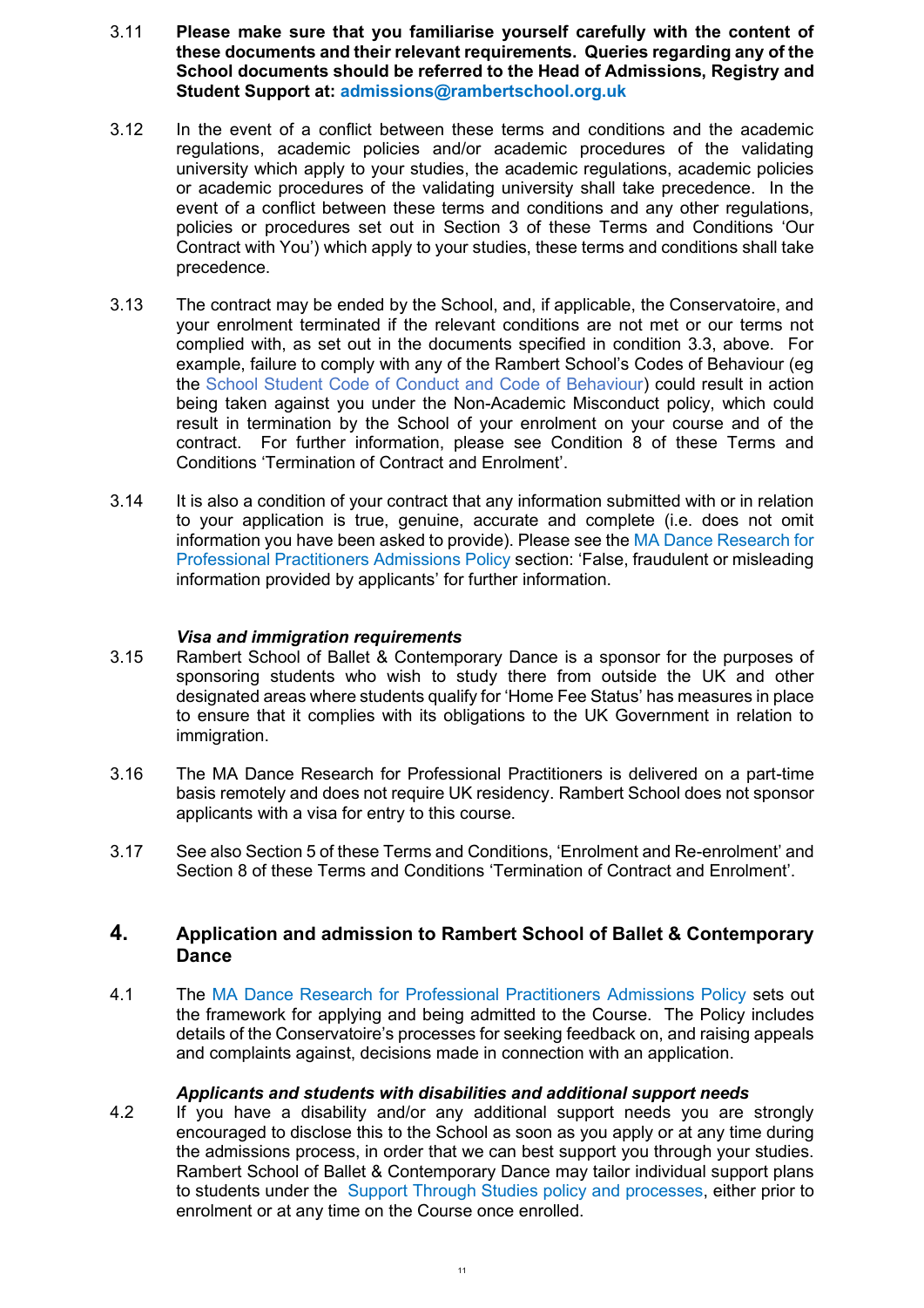3.11 **Please make sure that you familiarise yourself carefully with the content of these documents and their relevant requirements. Queries regarding any of the School documents should be referred to the Head of Admissions, Registry and Student Support at: admissions@rambertschool.org.uk**

3.12 In the event of a conflict between these terms and conditions and the academic regulations, academic policies and/or academic procedures of the validating university which apply to your studies, the academic regulations, academic policies or academic procedures of the validating university shall take precedence. In the event of a conflict between these terms and conditions and any other regulations, policies or procedures set out in Section 3 of these Terms and Conditions 'Our Contract with You') which apply to your studies, these terms and conditions shall take precedence.

3.13 The contract may be ended by the School, and, if applicable, the Conservatoire, and your enrolment terminated if the relevant conditions are not met or our terms not complied with, as set out in the documents specified in condition 3.3, above. For example, failure to comply with any of the Rambert School's Codes of Behaviour (eg the School Student Code of Conduct and Code of Behaviour) could result in action being taken against you under the Non-Academic Misconduct policy, which could result in termination by the School of your enrolment on your course and of the contract. For further information, please see Condition 8 of these Terms and Conditions 'Termination of Contract and Enrolment'.

3.14 It is also a condition of your contract that any information submitted with or in relation to your application is true, genuine, accurate and complete (i.e. does not omit information you have been asked to provide). Please see the MA Dance Research for Professional Practitioners Admissions Policy section: 'False, fraudulent or misleading information provided by applicants' for further information.

***Visa and immigration requirements***

3.15 Rambert School of Ballet & Contemporary Dance is a sponsor for the purposes of sponsoring students who wish to study there from outside the UK and other designated areas where students qualify for 'Home Fee Status' has measures in place to ensure that it complies with its obligations to the UK Government in relation to immigration.

3.16 The MA Dance Research for Professional Practitioners is delivered on a part-time basis remotely and does not require UK residency. Rambert School does not sponsor applicants with a visa for entry to this course.

3.17 See also Section 5 of these Terms and Conditions, 'Enrolment and Re-enrolment' and Section 8 of these Terms and Conditions 'Termination of Contract and Enrolment'.

## 4. Application and admission to Rambert School of Ballet & Contemporary Dance

4.1 The MA Dance Research for Professional Practitioners Admissions Policy sets out the framework for applying and being admitted to the Course. The Policy includes details of the Conservatoire's processes for seeking feedback on, and raising appeals and complaints against, decisions made in connection with an application.

***Applicants and students with disabilities and additional support needs***

4.2 If you have a disability and/or any additional support needs you are strongly encouraged to disclose this to the School as soon as you apply or at any time during the admissions process, in order that we can best support you through your studies. Rambert School of Ballet & Contemporary Dance may tailor individual support plans to students under the Support Through Studies policy and processes, either prior to enrolment or at any time on the Course once enrolled.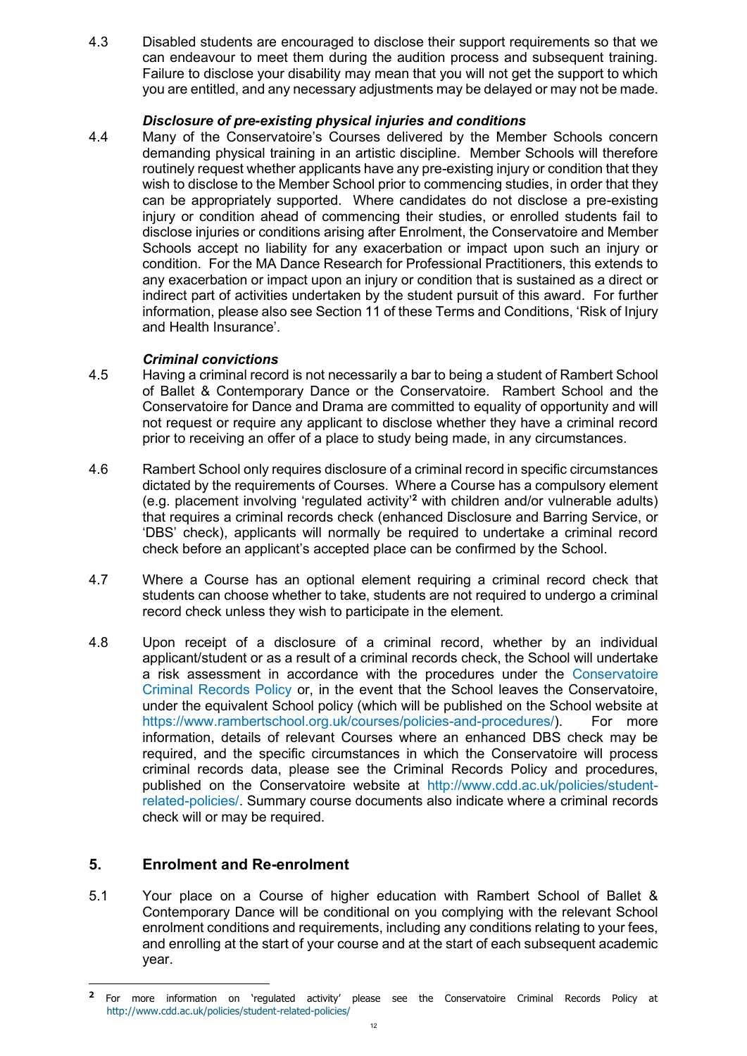4.3 Disabled students are encouraged to disclose their support requirements so that we can endeavour to meet them during the audition process and subsequent training. Failure to disclose your disability may mean that you will not get the support to which you are entitled, and any necessary adjustments may be delayed or may not be made.

***Disclosure of pre-existing physical injuries and conditions***

4.4 Many of the Conservatoire's Courses delivered by the Member Schools concern demanding physical training in an artistic discipline. Member Schools will therefore routinely request whether applicants have any pre-existing injury or condition that they wish to disclose to the Member School prior to commencing studies, in order that they can be appropriately supported. Where candidates do not disclose a pre-existing injury or condition ahead of commencing their studies, or enrolled students fail to disclose injuries or conditions arising after Enrolment, the Conservatoire and Member Schools accept no liability for any exacerbation or impact upon such an injury or condition. For the MA Dance Research for Professional Practitioners, this extends to any exacerbation or impact upon an injury or condition that is sustained as a direct or indirect part of activities undertaken by the student pursuit of this award. For further information, please also see Section 11 of these Terms and Conditions, 'Risk of Injury and Health Insurance'.

***Criminal convictions***

4.5 Having a criminal record is not necessarily a bar to being a student of Rambert School of Ballet & Contemporary Dance or the Conservatoire. Rambert School and the Conservatoire for Dance and Drama are committed to equality of opportunity and will not request or require any applicant to disclose whether they have a criminal record prior to receiving an offer of a place to study being made, in any circumstances.

4.6 Rambert School only requires disclosure of a criminal record in specific circumstances dictated by the requirements of Courses. Where a Course has a compulsory element (e.g. placement involving 'regulated activity'[2] with children and/or vulnerable adults) that requires a criminal records check (enhanced Disclosure and Barring Service, or 'DBS' check), applicants will normally be required to undertake a criminal record check before an applicant's accepted place can be confirmed by the School.

4.7 Where a Course has an optional element requiring a criminal record check that students can choose whether to take, students are not required to undergo a criminal record check unless they wish to participate in the element.

4.8 Upon receipt of a disclosure of a criminal record, whether by an individual applicant/student or as a result of a criminal records check, the School will undertake a risk assessment in accordance with the procedures under the Conservatoire Criminal Records Policy or, in the event that the School leaves the Conservatoire, under the equivalent School policy (which will be published on the School website at https://www.rambertschool.org.uk/courses/policies-and-procedures/). For more information, details of relevant Courses where an enhanced DBS check may be required, and the specific circumstances in which the Conservatoire will process criminal records data, please see the Criminal Records Policy and procedures, published on the Conservatoire website at http://www.cdd.ac.uk/policies/student-related-policies/. Summary course documents also indicate where a criminal records check will or may be required.

## 5. Enrolment and Re-enrolment

5.1 Your place on a Course of higher education with Rambert School of Ballet & Contemporary Dance will be conditional on you complying with the relevant School enrolment conditions and requirements, including any conditions relating to your fees, and enrolling at the start of your course and at the start of each subsequent academic year.

[2] For more information on 'regulated activity' please see the Conservatoire Criminal Records Policy at http://www.cdd.ac.uk/policies/student-related-policies/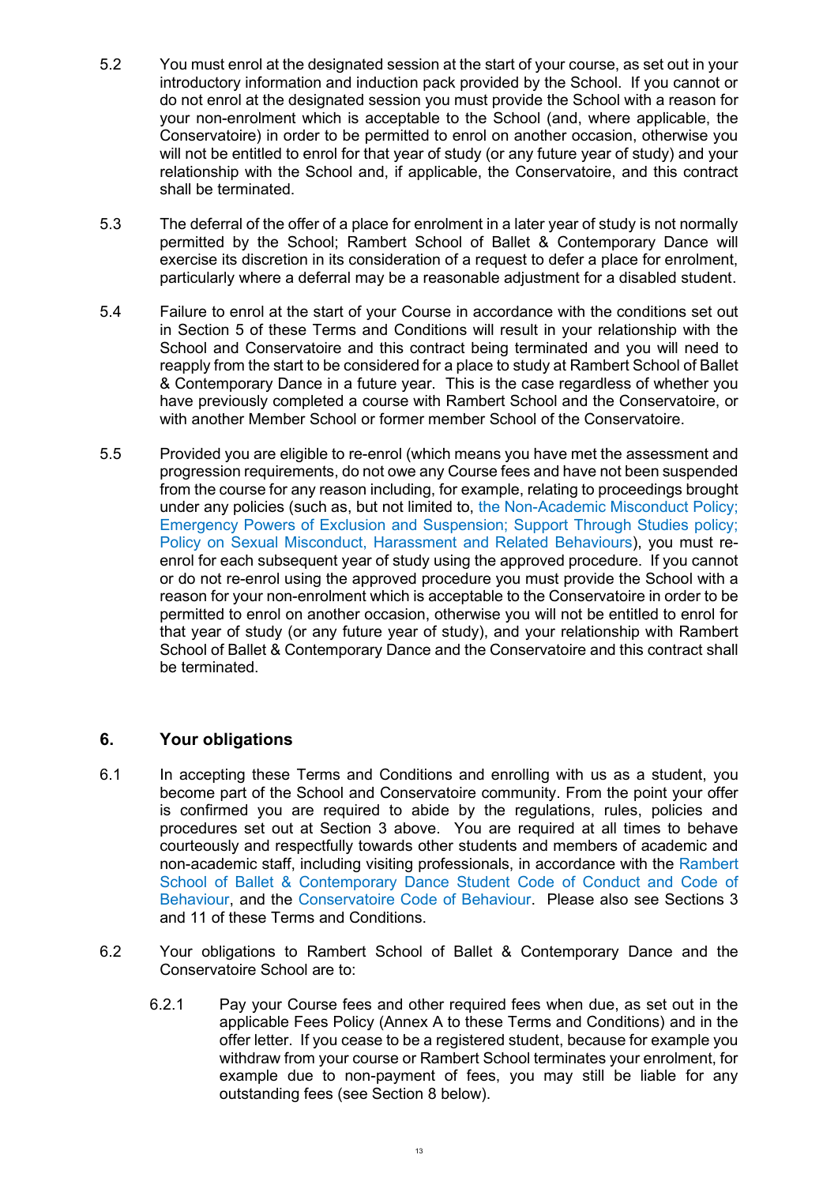5.2 You must enrol at the designated session at the start of your course, as set out in your introductory information and induction pack provided by the School. If you cannot or do not enrol at the designated session you must provide the School with a reason for your non-enrolment which is acceptable to the School (and, where applicable, the Conservatoire) in order to be permitted to enrol on another occasion, otherwise you will not be entitled to enrol for that year of study (or any future year of study) and your relationship with the School and, if applicable, the Conservatoire, and this contract shall be terminated.

5.3 The deferral of the offer of a place for enrolment in a later year of study is not normally permitted by the School; Rambert School of Ballet & Contemporary Dance will exercise its discretion in its consideration of a request to defer a place for enrolment, particularly where a deferral may be a reasonable adjustment for a disabled student.

5.4 Failure to enrol at the start of your Course in accordance with the conditions set out in Section 5 of these Terms and Conditions will result in your relationship with the School and Conservatoire and this contract being terminated and you will need to reapply from the start to be considered for a place to study at Rambert School of Ballet & Contemporary Dance in a future year. This is the case regardless of whether you have previously completed a course with Rambert School and the Conservatoire, or with another Member School or former member School of the Conservatoire.

5.5 Provided you are eligible to re-enrol (which means you have met the assessment and progression requirements, do not owe any Course fees and have not been suspended from the course for any reason including, for example, relating to proceedings brought under any policies (such as, but not limited to, the Non-Academic Misconduct Policy; Emergency Powers of Exclusion and Suspension; Support Through Studies policy; Policy on Sexual Misconduct, Harassment and Related Behaviours), you must re-enrol for each subsequent year of study using the approved procedure. If you cannot or do not re-enrol using the approved procedure you must provide the School with a reason for your non-enrolment which is acceptable to the Conservatoire in order to be permitted to enrol on another occasion, otherwise you will not be entitled to enrol for that year of study (or any future year of study), and your relationship with Rambert School of Ballet & Contemporary Dance and the Conservatoire and this contract shall be terminated.

## 6. Your obligations

6.1 In accepting these Terms and Conditions and enrolling with us as a student, you become part of the School and Conservatoire community. From the point your offer is confirmed you are required to abide by the regulations, rules, policies and procedures set out at Section 3 above. You are required at all times to behave courteously and respectfully towards other students and members of academic and non-academic staff, including visiting professionals, in accordance with the Rambert School of Ballet & Contemporary Dance Student Code of Conduct and Code of Behaviour, and the Conservatoire Code of Behaviour. Please also see Sections 3 and 11 of these Terms and Conditions.

6.2 Your obligations to Rambert School of Ballet & Contemporary Dance and the Conservatoire School are to:

6.2.1 Pay your Course fees and other required fees when due, as set out in the applicable Fees Policy (Annex A to these Terms and Conditions) and in the offer letter. If you cease to be a registered student, because for example you withdraw from your course or Rambert School terminates your enrolment, for example due to non-payment of fees, you may still be liable for any outstanding fees (see Section 8 below).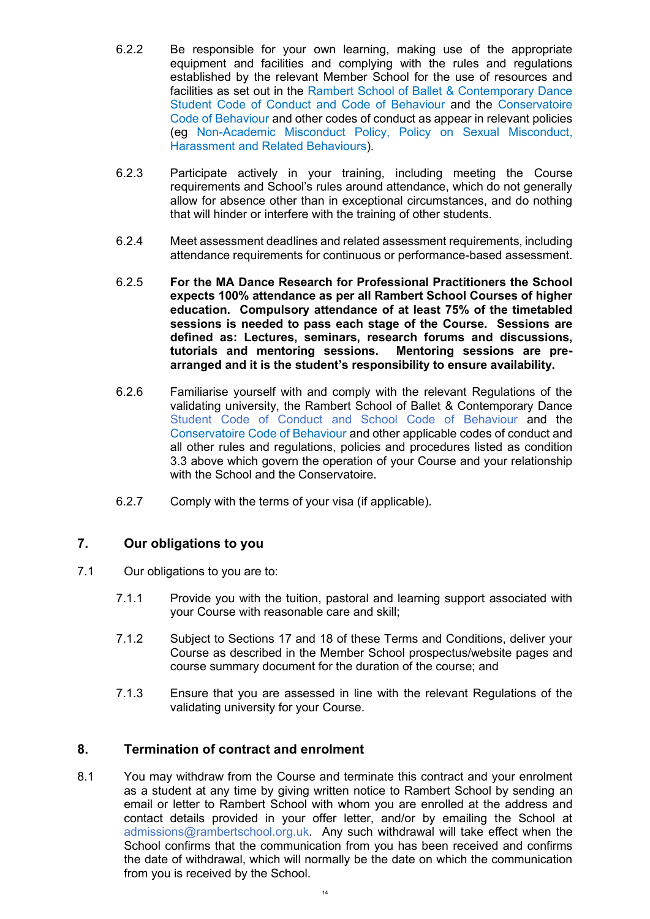6.2.2 Be responsible for your own learning, making use of the appropriate equipment and facilities and complying with the rules and regulations established by the relevant Member School for the use of resources and facilities as set out in the Rambert School of Ballet & Contemporary Dance Student Code of Conduct and Code of Behaviour and the Conservatoire Code of Behaviour and other codes of conduct as appear in relevant policies (eg Non-Academic Misconduct Policy, Policy on Sexual Misconduct, Harassment and Related Behaviours).

6.2.3 Participate actively in your training, including meeting the Course requirements and School's rules around attendance, which do not generally allow for absence other than in exceptional circumstances, and do nothing that will hinder or interfere with the training of other students.

6.2.4 Meet assessment deadlines and related assessment requirements, including attendance requirements for continuous or performance-based assessment.

6.2.5 **For the MA Dance Research for Professional Practitioners the School expects 100% attendance as per all Rambert School Courses of higher education. Compulsory attendance of at least 75% of the timetabled sessions is needed to pass each stage of the Course. Sessions are defined as: Lectures, seminars, research forums and discussions, tutorials and mentoring sessions. Mentoring sessions are pre-arranged and it is the student's responsibility to ensure availability.**

6.2.6 Familiarise yourself with and comply with the relevant Regulations of the validating university, the Rambert School of Ballet & Contemporary Dance Student Code of Conduct and School Code of Behaviour and the Conservatoire Code of Behaviour and other applicable codes of conduct and all other rules and regulations, policies and procedures listed as condition 3.3 above which govern the operation of your Course and your relationship with the School and the Conservatoire.

6.2.7 Comply with the terms of your visa (if applicable).

## 7. Our obligations to you

7.1 Our obligations to you are to:

7.1.1 Provide you with the tuition, pastoral and learning support associated with your Course with reasonable care and skill;

7.1.2 Subject to Sections 17 and 18 of these Terms and Conditions, deliver your Course as described in the Member School prospectus/website pages and course summary document for the duration of the course; and

7.1.3 Ensure that you are assessed in line with the relevant Regulations of the validating university for your Course.

## 8. Termination of contract and enrolment

8.1 You may withdraw from the Course and terminate this contract and your enrolment as a student at any time by giving written notice to Rambert School by sending an email or letter to Rambert School with whom you are enrolled at the address and contact details provided in your offer letter, and/or by emailing the School at admissions@rambertschool.org.uk. Any such withdrawal will take effect when the School confirms that the communication from you has been received and confirms the date of withdrawal, which will normally be the date on which the communication from you is received by the School.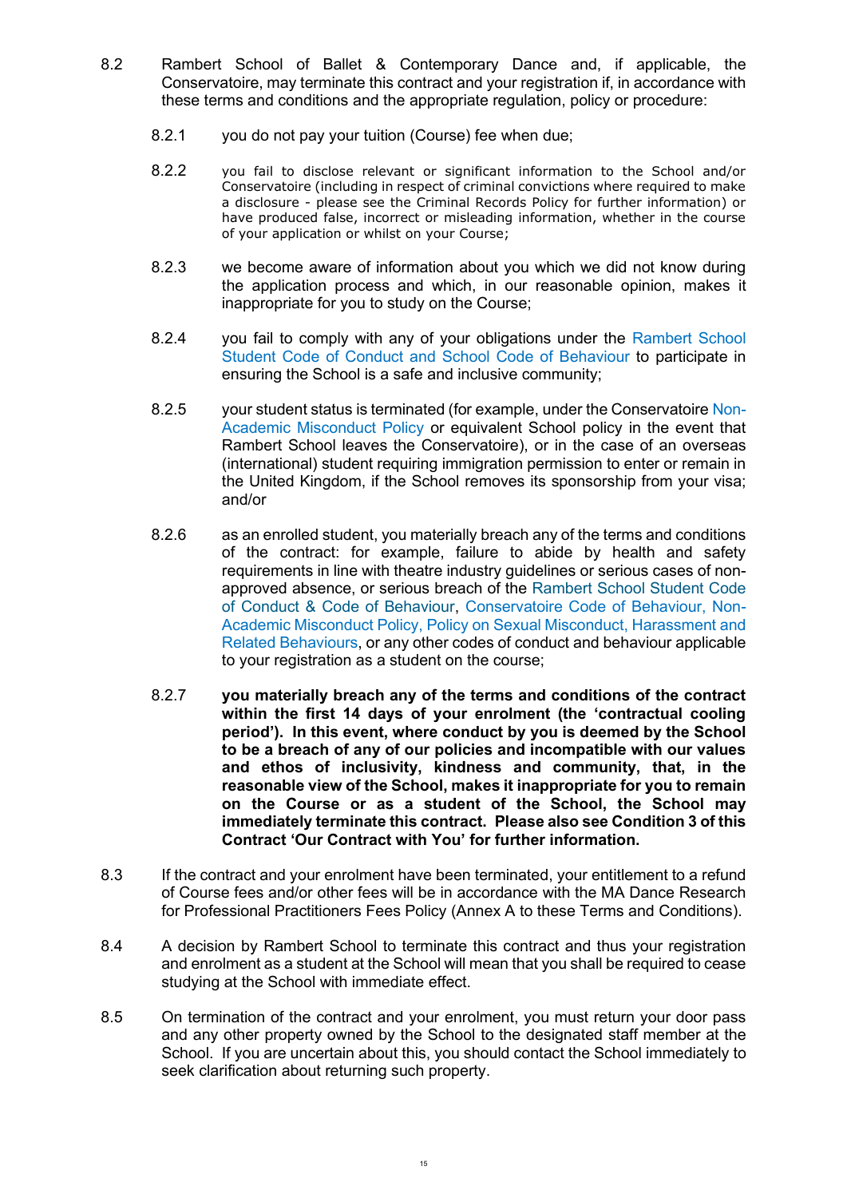8.2 Rambert School of Ballet & Contemporary Dance and, if applicable, the Conservatoire, may terminate this contract and your registration if, in accordance with these terms and conditions and the appropriate regulation, policy or procedure:

8.2.1 you do not pay your tuition (Course) fee when due;

8.2.2 you fail to disclose relevant or significant information to the School and/or Conservatoire (including in respect of criminal convictions where required to make a disclosure - please see the Criminal Records Policy for further information) or have produced false, incorrect or misleading information, whether in the course of your application or whilst on your Course;

8.2.3 we become aware of information about you which we did not know during the application process and which, in our reasonable opinion, makes it inappropriate for you to study on the Course;

8.2.4 you fail to comply with any of your obligations under the Rambert School Student Code of Conduct and School Code of Behaviour to participate in ensuring the School is a safe and inclusive community;

8.2.5 your student status is terminated (for example, under the Conservatoire Non-Academic Misconduct Policy or equivalent School policy in the event that Rambert School leaves the Conservatoire), or in the case of an overseas (international) student requiring immigration permission to enter or remain in the United Kingdom, if the School removes its sponsorship from your visa; and/or

8.2.6 as an enrolled student, you materially breach any of the terms and conditions of the contract: for example, failure to abide by health and safety requirements in line with theatre industry guidelines or serious cases of non-approved absence, or serious breach of the Rambert School Student Code of Conduct & Code of Behaviour, Conservatoire Code of Behaviour, Non-Academic Misconduct Policy, Policy on Sexual Misconduct, Harassment and Related Behaviours, or any other codes of conduct and behaviour applicable to your registration as a student on the course;

8.2.7 **you materially breach any of the terms and conditions of the contract within the first 14 days of your enrolment (the 'contractual cooling period'). In this event, where conduct by you is deemed by the School to be a breach of any of our policies and incompatible with our values and ethos of inclusivity, kindness and community, that, in the reasonable view of the School, makes it inappropriate for you to remain on the Course or as a student of the School, the School may immediately terminate this contract. Please also see Condition 3 of this Contract 'Our Contract with You' for further information.**

8.3 If the contract and your enrolment have been terminated, your entitlement to a refund of Course fees and/or other fees will be in accordance with the MA Dance Research for Professional Practitioners Fees Policy (Annex A to these Terms and Conditions).

8.4 A decision by Rambert School to terminate this contract and thus your registration and enrolment as a student at the School will mean that you shall be required to cease studying at the School with immediate effect.

8.5 On termination of the contract and your enrolment, you must return your door pass and any other property owned by the School to the designated staff member at the School. If you are uncertain about this, you should contact the School immediately to seek clarification about returning such property.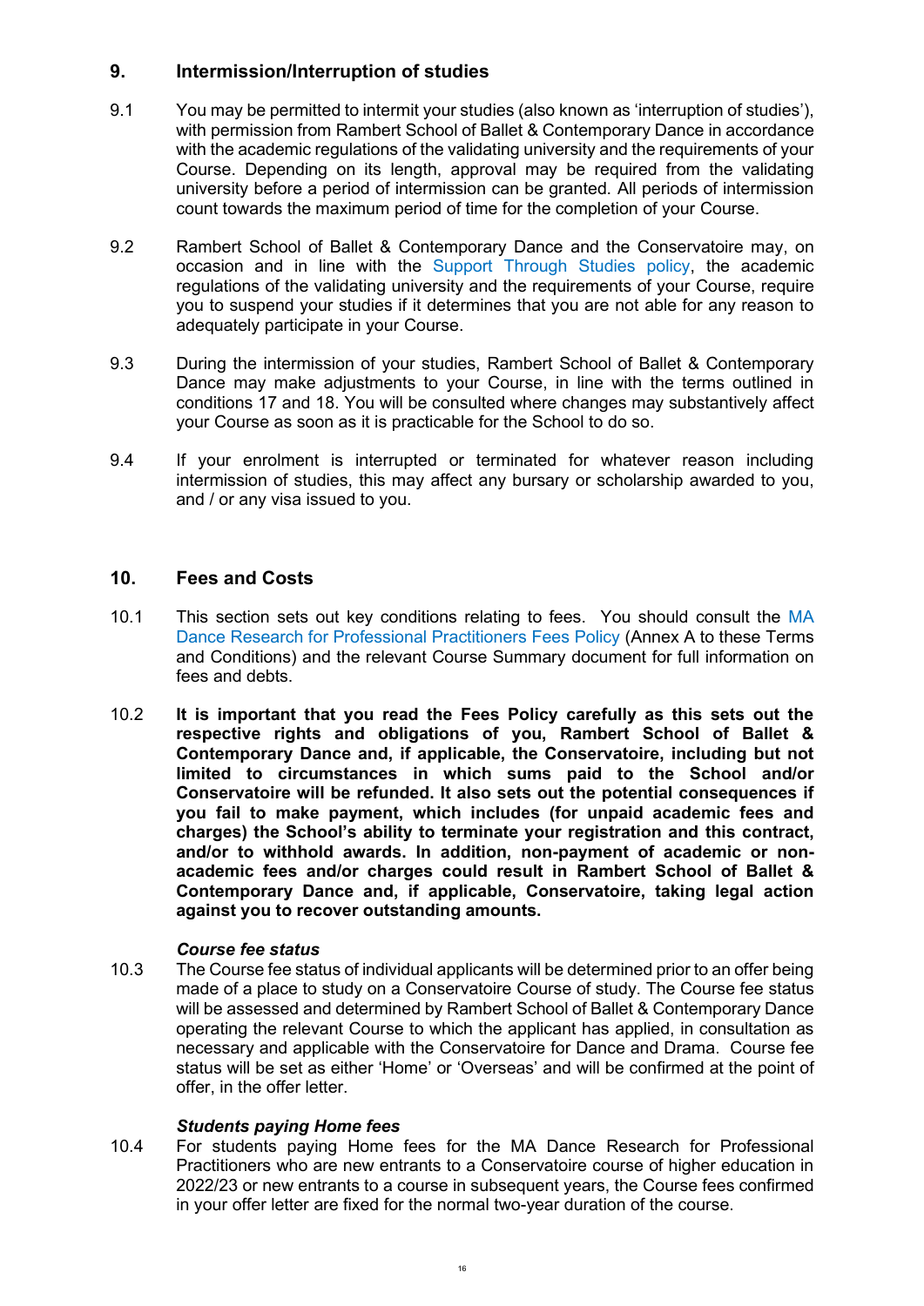## 9. Intermission/Interruption of studies

9.1 You may be permitted to intermit your studies (also known as 'interruption of studies'), with permission from Rambert School of Ballet & Contemporary Dance in accordance with the academic regulations of the validating university and the requirements of your Course. Depending on its length, approval may be required from the validating university before a period of intermission can be granted. All periods of intermission count towards the maximum period of time for the completion of your Course.

9.2 Rambert School of Ballet & Contemporary Dance and the Conservatoire may, on occasion and in line with the Support Through Studies policy, the academic regulations of the validating university and the requirements of your Course, require you to suspend your studies if it determines that you are not able for any reason to adequately participate in your Course.

9.3 During the intermission of your studies, Rambert School of Ballet & Contemporary Dance may make adjustments to your Course, in line with the terms outlined in conditions 17 and 18. You will be consulted where changes may substantively affect your Course as soon as it is practicable for the School to do so.

9.4 If your enrolment is interrupted or terminated for whatever reason including intermission of studies, this may affect any bursary or scholarship awarded to you, and / or any visa issued to you.

## 10. Fees and Costs

10.1 This section sets out key conditions relating to fees. You should consult the MA Dance Research for Professional Practitioners Fees Policy (Annex A to these Terms and Conditions) and the relevant Course Summary document for full information on fees and debts.

10.2 **It is important that you read the Fees Policy carefully as this sets out the respective rights and obligations of you, Rambert School of Ballet & Contemporary Dance and, if applicable, the Conservatoire, including but not limited to circumstances in which sums paid to the School and/or Conservatoire will be refunded. It also sets out the potential consequences if you fail to make payment, which includes (for unpaid academic fees and charges) the School's ability to terminate your registration and this contract, and/or to withhold awards. In addition, non-payment of academic or non-academic fees and/or charges could result in Rambert School of Ballet & Contemporary Dance and, if applicable, Conservatoire, taking legal action against you to recover outstanding amounts.**

***Course fee status***

10.3 The Course fee status of individual applicants will be determined prior to an offer being made of a place to study on a Conservatoire Course of study. The Course fee status will be assessed and determined by Rambert School of Ballet & Contemporary Dance operating the relevant Course to which the applicant has applied, in consultation as necessary and applicable with the Conservatoire for Dance and Drama. Course fee status will be set as either 'Home' or 'Overseas' and will be confirmed at the point of offer, in the offer letter.

***Students paying Home fees***

10.4 For students paying Home fees for the MA Dance Research for Professional Practitioners who are new entrants to a Conservatoire course of higher education in 2022/23 or new entrants to a course in subsequent years, the Course fees confirmed in your offer letter are fixed for the normal two-year duration of the course.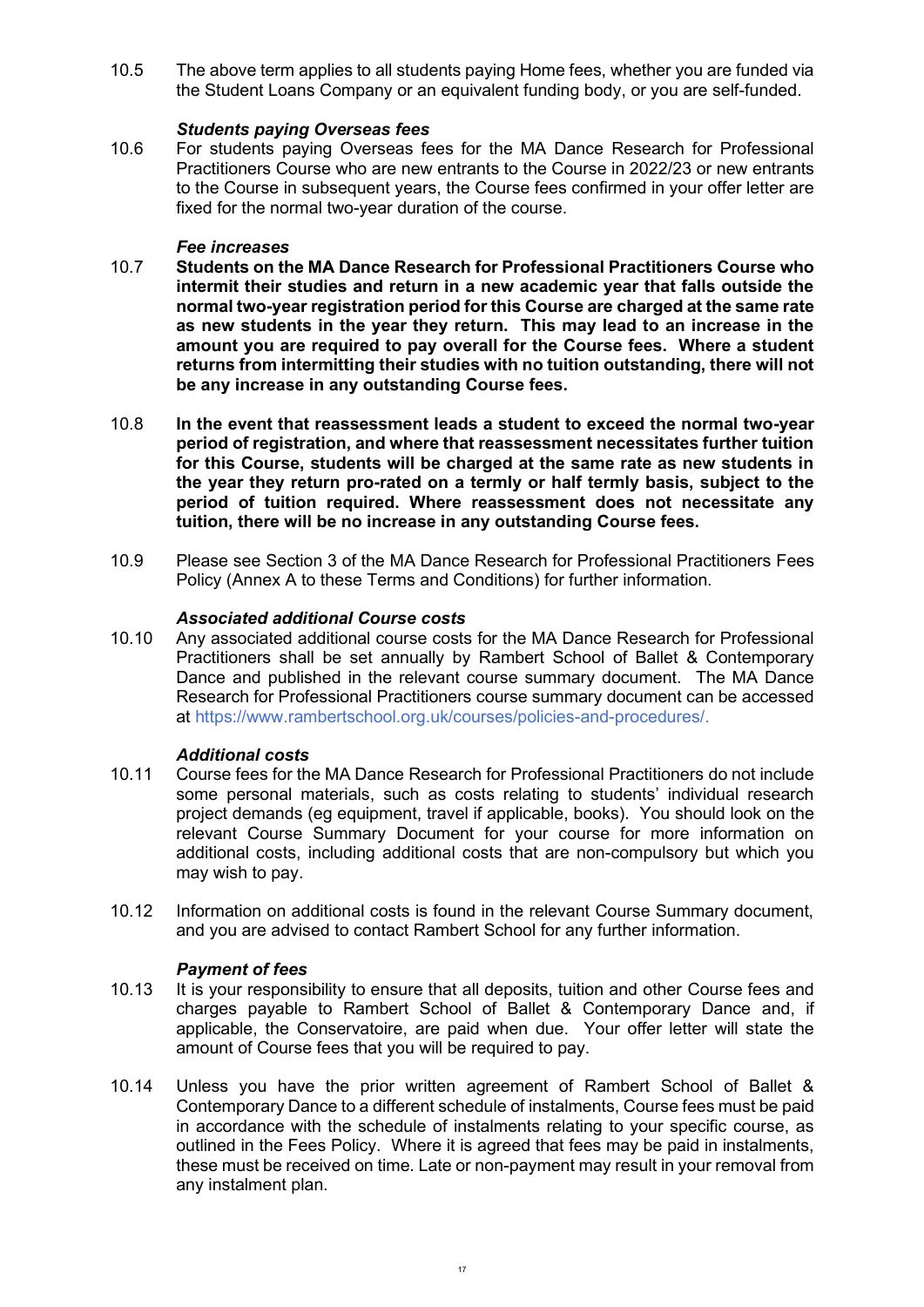10.5 The above term applies to all students paying Home fees, whether you are funded via the Student Loans Company or an equivalent funding body, or you are self-funded.

***Students paying Overseas fees***

10.6 For students paying Overseas fees for the MA Dance Research for Professional Practitioners Course who are new entrants to the Course in 2022/23 or new entrants to the Course in subsequent years, the Course fees confirmed in your offer letter are fixed for the normal two-year duration of the course.

***Fee increases***

10.7 **Students on the MA Dance Research for Professional Practitioners Course who intermit their studies and return in a new academic year that falls outside the normal two-year registration period for this Course are charged at the same rate as new students in the year they return. This may lead to an increase in the amount you are required to pay overall for the Course fees. Where a student returns from intermitting their studies with no tuition outstanding, there will not be any increase in any outstanding Course fees.**

10.8 **In the event that reassessment leads a student to exceed the normal two-year period of registration, and where that reassessment necessitates further tuition for this Course, students will be charged at the same rate as new students in the year they return pro-rated on a termly or half termly basis, subject to the period of tuition required. Where reassessment does not necessitate any tuition, there will be no increase in any outstanding Course fees.**

10.9 Please see Section 3 of the MA Dance Research for Professional Practitioners Fees Policy (Annex A to these Terms and Conditions) for further information.

***Associated additional Course costs***

10.10 Any associated additional course costs for the MA Dance Research for Professional Practitioners shall be set annually by Rambert School of Ballet & Contemporary Dance and published in the relevant course summary document. The MA Dance Research for Professional Practitioners course summary document can be accessed at https://www.rambertschool.org.uk/courses/policies-and-procedures/.

***Additional costs***

10.11 Course fees for the MA Dance Research for Professional Practitioners do not include some personal materials, such as costs relating to students' individual research project demands (eg equipment, travel if applicable, books). You should look on the relevant Course Summary Document for your course for more information on additional costs, including additional costs that are non-compulsory but which you may wish to pay.

10.12 Information on additional costs is found in the relevant Course Summary document, and you are advised to contact Rambert School for any further information.

***Payment of fees***

10.13 It is your responsibility to ensure that all deposits, tuition and other Course fees and charges payable to Rambert School of Ballet & Contemporary Dance and, if applicable, the Conservatoire, are paid when due. Your offer letter will state the amount of Course fees that you will be required to pay.

10.14 Unless you have the prior written agreement of Rambert School of Ballet & Contemporary Dance to a different schedule of instalments, Course fees must be paid in accordance with the schedule of instalments relating to your specific course, as outlined in the Fees Policy. Where it is agreed that fees may be paid in instalments, these must be received on time. Late or non-payment may result in your removal from any instalment plan.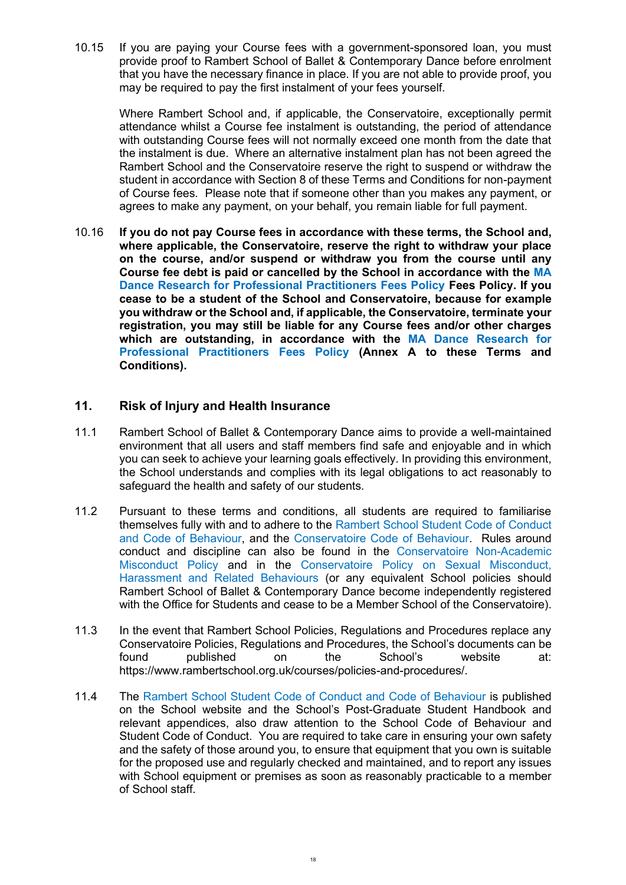10.15 If you are paying your Course fees with a government-sponsored loan, you must provide proof to Rambert School of Ballet & Contemporary Dance before enrolment that you have the necessary finance in place. If you are not able to provide proof, you may be required to pay the first instalment of your fees yourself.

Where Rambert School and, if applicable, the Conservatoire, exceptionally permit attendance whilst a Course fee instalment is outstanding, the period of attendance with outstanding Course fees will not normally exceed one month from the date that the instalment is due. Where an alternative instalment plan has not been agreed the Rambert School and the Conservatoire reserve the right to suspend or withdraw the student in accordance with Section 8 of these Terms and Conditions for non-payment of Course fees. Please note that if someone other than you makes any payment, or agrees to make any payment, on your behalf, you remain liable for full payment.

10.16 **If you do not pay Course fees in accordance with these terms, the School and, where applicable, the Conservatoire, reserve the right to withdraw your place on the course, and/or suspend or withdraw you from the course until any Course fee debt is paid or cancelled by the School in accordance with the MA Dance Research for Professional Practitioners Fees Policy Fees Policy. If you cease to be a student of the School and Conservatoire, because for example you withdraw or the School and, if applicable, the Conservatoire, terminate your registration, you may still be liable for any Course fees and/or other charges which are outstanding, in accordance with the MA Dance Research for Professional Practitioners Fees Policy (Annex A to these Terms and Conditions).**

## 11. Risk of Injury and Health Insurance

11.1 Rambert School of Ballet & Contemporary Dance aims to provide a well-maintained environment that all users and staff members find safe and enjoyable and in which you can seek to achieve your learning goals effectively. In providing this environment, the School understands and complies with its legal obligations to act reasonably to safeguard the health and safety of our students.

11.2 Pursuant to these terms and conditions, all students are required to familiarise themselves fully with and to adhere to the Rambert School Student Code of Conduct and Code of Behaviour, and the Conservatoire Code of Behaviour. Rules around conduct and discipline can also be found in the Conservatoire Non-Academic Misconduct Policy and in the Conservatoire Policy on Sexual Misconduct, Harassment and Related Behaviours (or any equivalent School policies should Rambert School of Ballet & Contemporary Dance become independently registered with the Office for Students and cease to be a Member School of the Conservatoire).

11.3 In the event that Rambert School Policies, Regulations and Procedures replace any Conservatoire Policies, Regulations and Procedures, the School's documents can be found published on the School's website at: https://www.rambertschool.org.uk/courses/policies-and-procedures/.

11.4 The Rambert School Student Code of Conduct and Code of Behaviour is published on the School website and the School's Post-Graduate Student Handbook and relevant appendices, also draw attention to the School Code of Behaviour and Student Code of Conduct. You are required to take care in ensuring your own safety and the safety of those around you, to ensure that equipment that you own is suitable for the proposed use and regularly checked and maintained, and to report any issues with School equipment or premises as soon as reasonably practicable to a member of School staff.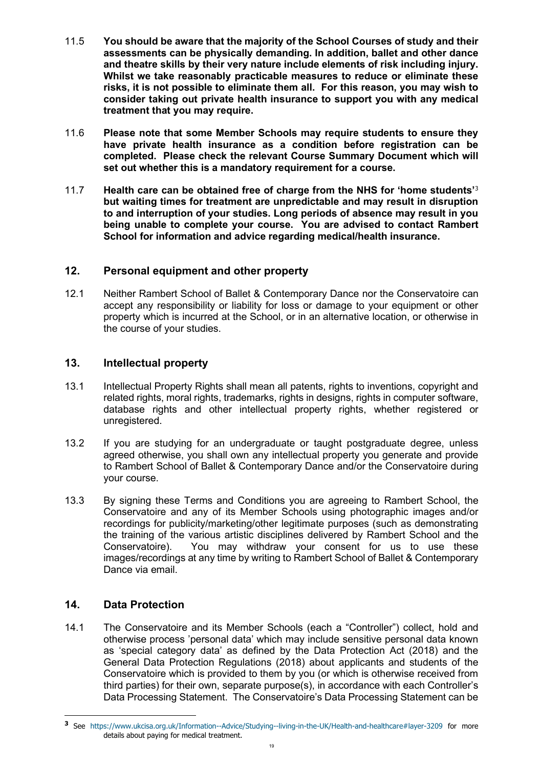11.5 **You should be aware that the majority of the School Courses of study and their assessments can be physically demanding. In addition, ballet and other dance and theatre skills by their very nature include elements of risk including injury. Whilst we take reasonably practicable measures to reduce or eliminate these risks, it is not possible to eliminate them all. For this reason, you may wish to consider taking out private health insurance to support you with any medical treatment that you may require.**

11.6 **Please note that some Member Schools may require students to ensure they have private health insurance as a condition before registration can be completed. Please check the relevant Course Summary Document which will set out whether this is a mandatory requirement for a course.**

11.7 **Health care can be obtained free of charge from the NHS for 'home students'**[3] **but waiting times for treatment are unpredictable and may result in disruption to and interruption of your studies. Long periods of absence may result in you being unable to complete your course. You are advised to contact Rambert School for information and advice regarding medical/health insurance.**

## 12. Personal equipment and other property

12.1 Neither Rambert School of Ballet & Contemporary Dance nor the Conservatoire can accept any responsibility or liability for loss or damage to your equipment or other property which is incurred at the School, or in an alternative location, or otherwise in the course of your studies.

## 13. Intellectual property

13.1 Intellectual Property Rights shall mean all patents, rights to inventions, copyright and related rights, moral rights, trademarks, rights in designs, rights in computer software, database rights and other intellectual property rights, whether registered or unregistered.

13.2 If you are studying for an undergraduate or taught postgraduate degree, unless agreed otherwise, you shall own any intellectual property you generate and provide to Rambert School of Ballet & Contemporary Dance and/or the Conservatoire during your course.

13.3 By signing these Terms and Conditions you are agreeing to Rambert School, the Conservatoire and any of its Member Schools using photographic images and/or recordings for publicity/marketing/other legitimate purposes (such as demonstrating the training of the various artistic disciplines delivered by Rambert School and the Conservatoire). You may withdraw your consent for us to use these images/recordings at any time by writing to Rambert School of Ballet & Contemporary Dance via email.

## 14. Data Protection

14.1 The Conservatoire and its Member Schools (each a "Controller") collect, hold and otherwise process 'personal data' which may include sensitive personal data known as 'special category data' as defined by the Data Protection Act (2018) and the General Data Protection Regulations (2018) about applicants and students of the Conservatoire which is provided to them by you (or which is otherwise received from third parties) for their own, separate purpose(s), in accordance with each Controller's Data Processing Statement. The Conservatoire's Data Processing Statement can be

---

[3] See https://www.ukcisa.org.uk/Information--Advice/Studying--living-in-the-UK/Health-and-healthcare#layer-3209 for more details about paying for medical treatment.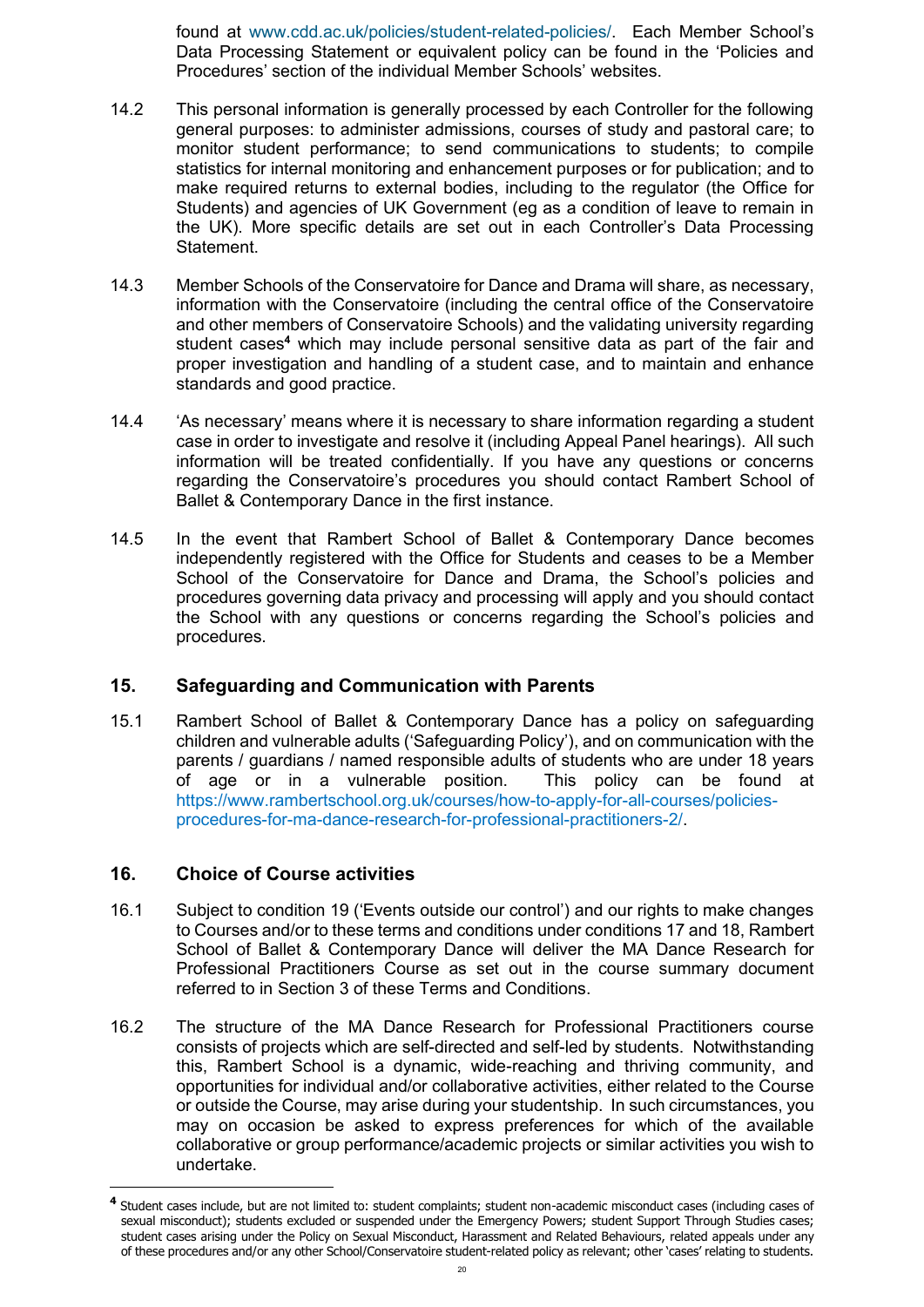found at www.cdd.ac.uk/policies/student-related-policies/. Each Member School's Data Processing Statement or equivalent policy can be found in the 'Policies and Procedures' section of the individual Member Schools' websites.

14.2 This personal information is generally processed by each Controller for the following general purposes: to administer admissions, courses of study and pastoral care; to monitor student performance; to send communications to students; to compile statistics for internal monitoring and enhancement purposes or for publication; and to make required returns to external bodies, including to the regulator (the Office for Students) and agencies of UK Government (eg as a condition of leave to remain in the UK). More specific details are set out in each Controller's Data Processing Statement.

14.3 Member Schools of the Conservatoire for Dance and Drama will share, as necessary, information with the Conservatoire (including the central office of the Conservatoire and other members of Conservatoire Schools) and the validating university regarding student cases[4] which may include personal sensitive data as part of the fair and proper investigation and handling of a student case, and to maintain and enhance standards and good practice.

14.4 'As necessary' means where it is necessary to share information regarding a student case in order to investigate and resolve it (including Appeal Panel hearings). All such information will be treated confidentially. If you have any questions or concerns regarding the Conservatoire's procedures you should contact Rambert School of Ballet & Contemporary Dance in the first instance.

14.5 In the event that Rambert School of Ballet & Contemporary Dance becomes independently registered with the Office for Students and ceases to be a Member School of the Conservatoire for Dance and Drama, the School's policies and procedures governing data privacy and processing will apply and you should contact the School with any questions or concerns regarding the School's policies and procedures.

## 15. Safeguarding and Communication with Parents

15.1 Rambert School of Ballet & Contemporary Dance has a policy on safeguarding children and vulnerable adults ('Safeguarding Policy'), and on communication with the parents / guardians / named responsible adults of students who are under 18 years of age or in a vulnerable position. This policy can be found at https://www.rambertschool.org.uk/courses/how-to-apply-for-all-courses/policies-procedures-for-ma-dance-research-for-professional-practitioners-2/.

## 16. Choice of Course activities

16.1 Subject to condition 19 ('Events outside our control') and our rights to make changes to Courses and/or to these terms and conditions under conditions 17 and 18, Rambert School of Ballet & Contemporary Dance will deliver the MA Dance Research for Professional Practitioners Course as set out in the course summary document referred to in Section 3 of these Terms and Conditions.

16.2 The structure of the MA Dance Research for Professional Practitioners course consists of projects which are self-directed and self-led by students. Notwithstanding this, Rambert School is a dynamic, wide-reaching and thriving community, and opportunities for individual and/or collaborative activities, either related to the Course or outside the Course, may arise during your studentship. In such circumstances, you may on occasion be asked to express preferences for which of the available collaborative or group performance/academic projects or similar activities you wish to undertake.

---

[4] Student cases include, but are not limited to: student complaints; student non-academic misconduct cases (including cases of sexual misconduct); students excluded or suspended under the Emergency Powers; student Support Through Studies cases; student cases arising under the Policy on Sexual Misconduct, Harassment and Related Behaviours, related appeals under any of these procedures and/or any other School/Conservatoire student-related policy as relevant; other 'cases' relating to students.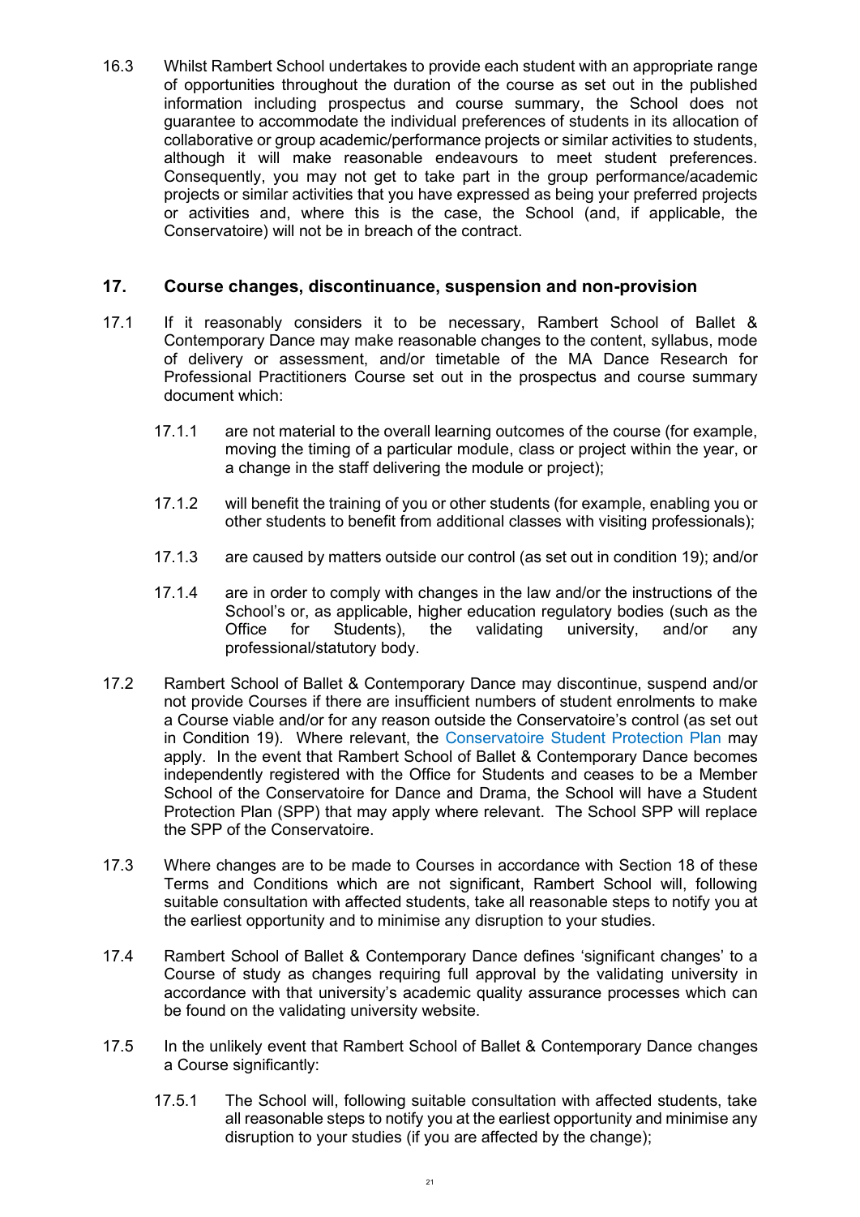16.3 Whilst Rambert School undertakes to provide each student with an appropriate range of opportunities throughout the duration of the course as set out in the published information including prospectus and course summary, the School does not guarantee to accommodate the individual preferences of students in its allocation of collaborative or group academic/performance projects or similar activities to students, although it will make reasonable endeavours to meet student preferences. Consequently, you may not get to take part in the group performance/academic projects or similar activities that you have expressed as being your preferred projects or activities and, where this is the case, the School (and, if applicable, the Conservatoire) will not be in breach of the contract.

## 17. Course changes, discontinuance, suspension and non-provision

17.1 If it reasonably considers it to be necessary, Rambert School of Ballet & Contemporary Dance may make reasonable changes to the content, syllabus, mode of delivery or assessment, and/or timetable of the MA Dance Research for Professional Practitioners Course set out in the prospectus and course summary document which:

- 17.1.1 are not material to the overall learning outcomes of the course (for example, moving the timing of a particular module, class or project within the year, or a change in the staff delivering the module or project);
- 17.1.2 will benefit the training of you or other students (for example, enabling you or other students to benefit from additional classes with visiting professionals);
- 17.1.3 are caused by matters outside our control (as set out in condition 19); and/or
- 17.1.4 are in order to comply with changes in the law and/or the instructions of the School's or, as applicable, higher education regulatory bodies (such as the Office for Students), the validating university, and/or any professional/statutory body.

17.2 Rambert School of Ballet & Contemporary Dance may discontinue, suspend and/or not provide Courses if there are insufficient numbers of student enrolments to make a Course viable and/or for any reason outside the Conservatoire's control (as set out in Condition 19). Where relevant, the Conservatoire Student Protection Plan may apply. In the event that Rambert School of Ballet & Contemporary Dance becomes independently registered with the Office for Students and ceases to be a Member School of the Conservatoire for Dance and Drama, the School will have a Student Protection Plan (SPP) that may apply where relevant. The School SPP will replace the SPP of the Conservatoire.

17.3 Where changes are to be made to Courses in accordance with Section 18 of these Terms and Conditions which are not significant, Rambert School will, following suitable consultation with affected students, take all reasonable steps to notify you at the earliest opportunity and to minimise any disruption to your studies.

17.4 Rambert School of Ballet & Contemporary Dance defines 'significant changes' to a Course of study as changes requiring full approval by the validating university in accordance with that university's academic quality assurance processes which can be found on the validating university website.

17.5 In the unlikely event that Rambert School of Ballet & Contemporary Dance changes a Course significantly:

- 17.5.1 The School will, following suitable consultation with affected students, take all reasonable steps to notify you at the earliest opportunity and minimise any disruption to your studies (if you are affected by the change);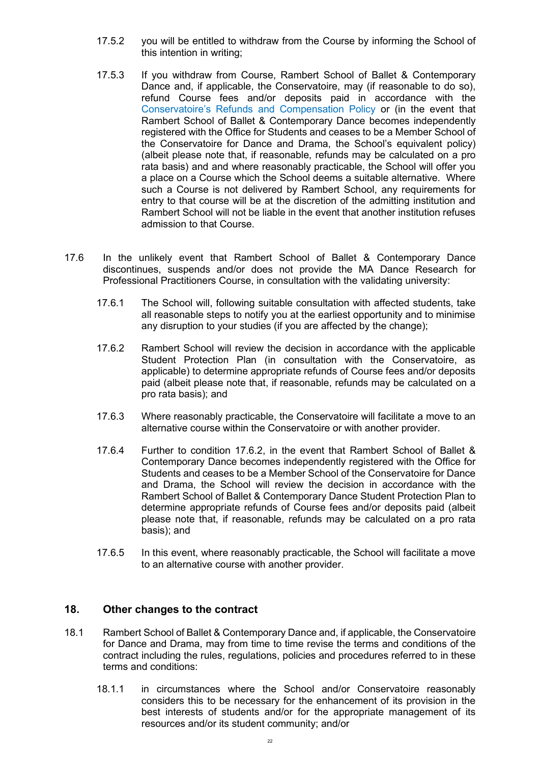17.5.2 you will be entitled to withdraw from the Course by informing the School of this intention in writing;

17.5.3 If you withdraw from Course, Rambert School of Ballet & Contemporary Dance and, if applicable, the Conservatoire, may (if reasonable to do so), refund Course fees and/or deposits paid in accordance with the Conservatoire's Refunds and Compensation Policy or (in the event that Rambert School of Ballet & Contemporary Dance becomes independently registered with the Office for Students and ceases to be a Member School of the Conservatoire for Dance and Drama, the School's equivalent policy) (albeit please note that, if reasonable, refunds may be calculated on a pro rata basis) and and where reasonably practicable, the School will offer you a place on a Course which the School deems a suitable alternative. Where such a Course is not delivered by Rambert School, any requirements for entry to that course will be at the discretion of the admitting institution and Rambert School will not be liable in the event that another institution refuses admission to that Course.

17.6 In the unlikely event that Rambert School of Ballet & Contemporary Dance discontinues, suspends and/or does not provide the MA Dance Research for Professional Practitioners Course, in consultation with the validating university:

17.6.1 The School will, following suitable consultation with affected students, take all reasonable steps to notify you at the earliest opportunity and to minimise any disruption to your studies (if you are affected by the change);

17.6.2 Rambert School will review the decision in accordance with the applicable Student Protection Plan (in consultation with the Conservatoire, as applicable) to determine appropriate refunds of Course fees and/or deposits paid (albeit please note that, if reasonable, refunds may be calculated on a pro rata basis); and

17.6.3 Where reasonably practicable, the Conservatoire will facilitate a move to an alternative course within the Conservatoire or with another provider.

17.6.4 Further to condition 17.6.2, in the event that Rambert School of Ballet & Contemporary Dance becomes independently registered with the Office for Students and ceases to be a Member School of the Conservatoire for Dance and Drama, the School will review the decision in accordance with the Rambert School of Ballet & Contemporary Dance Student Protection Plan to determine appropriate refunds of Course fees and/or deposits paid (albeit please note that, if reasonable, refunds may be calculated on a pro rata basis); and

17.6.5 In this event, where reasonably practicable, the School will facilitate a move to an alternative course with another provider.

## 18. Other changes to the contract

18.1 Rambert School of Ballet & Contemporary Dance and, if applicable, the Conservatoire for Dance and Drama, may from time to time revise the terms and conditions of the contract including the rules, regulations, policies and procedures referred to in these terms and conditions:

18.1.1 in circumstances where the School and/or Conservatoire reasonably considers this to be necessary for the enhancement of its provision in the best interests of students and/or for the appropriate management of its resources and/or its student community; and/or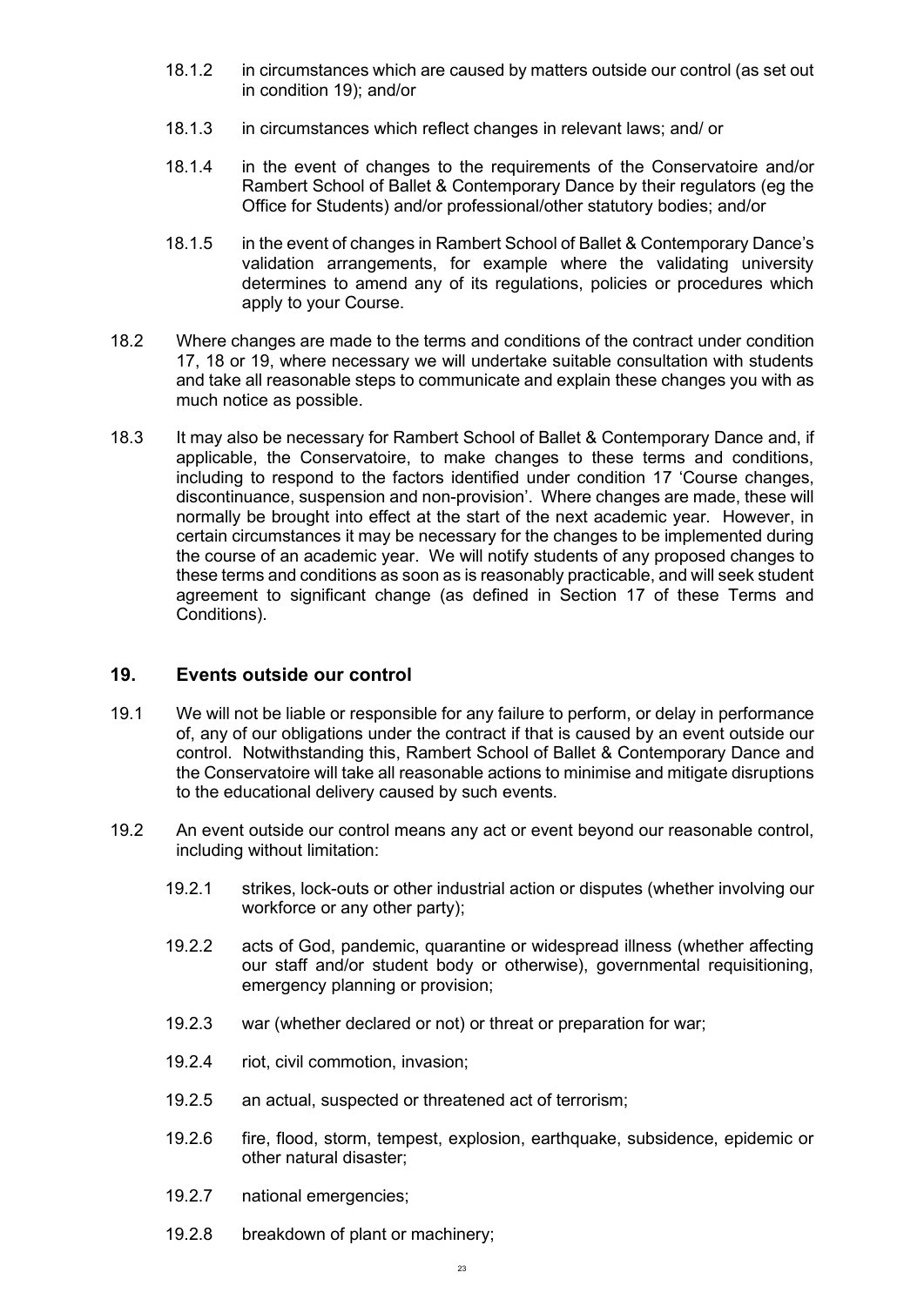18.1.2 in circumstances which are caused by matters outside our control (as set out in condition 19); and/or

18.1.3 in circumstances which reflect changes in relevant laws; and/ or

18.1.4 in the event of changes to the requirements of the Conservatoire and/or Rambert School of Ballet & Contemporary Dance by their regulators (eg the Office for Students) and/or professional/other statutory bodies; and/or

18.1.5 in the event of changes in Rambert School of Ballet & Contemporary Dance's validation arrangements, for example where the validating university determines to amend any of its regulations, policies or procedures which apply to your Course.

18.2 Where changes are made to the terms and conditions of the contract under condition 17, 18 or 19, where necessary we will undertake suitable consultation with students and take all reasonable steps to communicate and explain these changes you with as much notice as possible.

18.3 It may also be necessary for Rambert School of Ballet & Contemporary Dance and, if applicable, the Conservatoire, to make changes to these terms and conditions, including to respond to the factors identified under condition 17 'Course changes, discontinuance, suspension and non-provision'. Where changes are made, these will normally be brought into effect at the start of the next academic year. However, in certain circumstances it may be necessary for the changes to be implemented during the course of an academic year. We will notify students of any proposed changes to these terms and conditions as soon as is reasonably practicable, and will seek student agreement to significant change (as defined in Section 17 of these Terms and Conditions).

## 19. Events outside our control

19.1 We will not be liable or responsible for any failure to perform, or delay in performance of, any of our obligations under the contract if that is caused by an event outside our control. Notwithstanding this, Rambert School of Ballet & Contemporary Dance and the Conservatoire will take all reasonable actions to minimise and mitigate disruptions to the educational delivery caused by such events.

19.2 An event outside our control means any act or event beyond our reasonable control, including without limitation:

19.2.1 strikes, lock-outs or other industrial action or disputes (whether involving our workforce or any other party);

19.2.2 acts of God, pandemic, quarantine or widespread illness (whether affecting our staff and/or student body or otherwise), governmental requisitioning, emergency planning or provision;

19.2.3 war (whether declared or not) or threat or preparation for war;

19.2.4 riot, civil commotion, invasion;

19.2.5 an actual, suspected or threatened act of terrorism;

19.2.6 fire, flood, storm, tempest, explosion, earthquake, subsidence, epidemic or other natural disaster;

19.2.7 national emergencies;

19.2.8 breakdown of plant or machinery;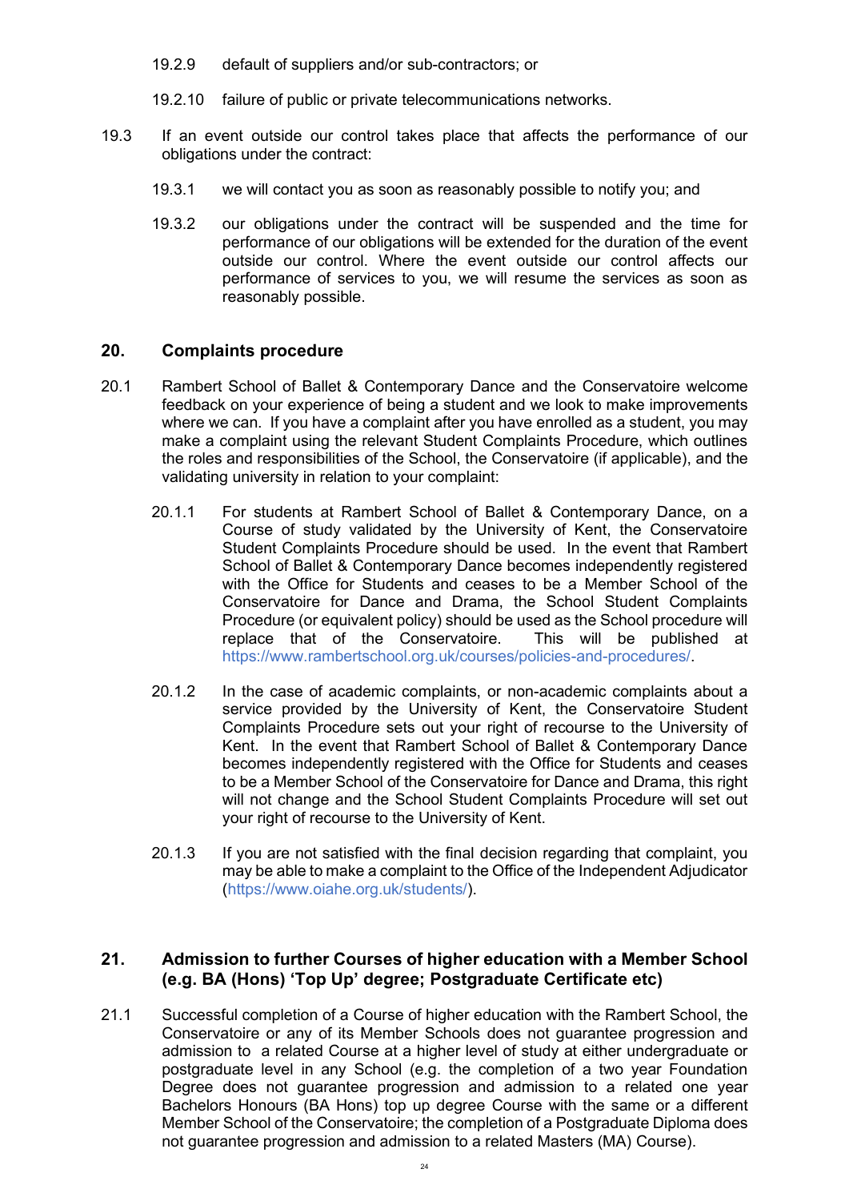19.2.9 default of suppliers and/or sub-contractors; or

19.2.10 failure of public or private telecommunications networks.

19.3 If an event outside our control takes place that affects the performance of our obligations under the contract:

19.3.1 we will contact you as soon as reasonably possible to notify you; and

19.3.2 our obligations under the contract will be suspended and the time for performance of our obligations will be extended for the duration of the event outside our control. Where the event outside our control affects our performance of services to you, we will resume the services as soon as reasonably possible.

## 20. Complaints procedure

20.1 Rambert School of Ballet & Contemporary Dance and the Conservatoire welcome feedback on your experience of being a student and we look to make improvements where we can. If you have a complaint after you have enrolled as a student, you may make a complaint using the relevant Student Complaints Procedure, which outlines the roles and responsibilities of the School, the Conservatoire (if applicable), and the validating university in relation to your complaint:

20.1.1 For students at Rambert School of Ballet & Contemporary Dance, on a Course of study validated by the University of Kent, the Conservatoire Student Complaints Procedure should be used. In the event that Rambert School of Ballet & Contemporary Dance becomes independently registered with the Office for Students and ceases to be a Member School of the Conservatoire for Dance and Drama, the School Student Complaints Procedure (or equivalent policy) should be used as the School procedure will replace that of the Conservatoire. This will be published at https://www.rambertschool.org.uk/courses/policies-and-procedures/.

20.1.2 In the case of academic complaints, or non-academic complaints about a service provided by the University of Kent, the Conservatoire Student Complaints Procedure sets out your right of recourse to the University of Kent. In the event that Rambert School of Ballet & Contemporary Dance becomes independently registered with the Office for Students and ceases to be a Member School of the Conservatoire for Dance and Drama, this right will not change and the School Student Complaints Procedure will set out your right of recourse to the University of Kent.

20.1.3 If you are not satisfied with the final decision regarding that complaint, you may be able to make a complaint to the Office of the Independent Adjudicator (https://www.oiahe.org.uk/students/).

## 21. Admission to further Courses of higher education with a Member School (e.g. BA (Hons) 'Top Up' degree; Postgraduate Certificate etc)

21.1 Successful completion of a Course of higher education with the Rambert School, the Conservatoire or any of its Member Schools does not guarantee progression and admission to a related Course at a higher level of study at either undergraduate or postgraduate level in any School (e.g. the completion of a two year Foundation Degree does not guarantee progression and admission to a related one year Bachelors Honours (BA Hons) top up degree Course with the same or a different Member School of the Conservatoire; the completion of a Postgraduate Diploma does not guarantee progression and admission to a related Masters (MA) Course).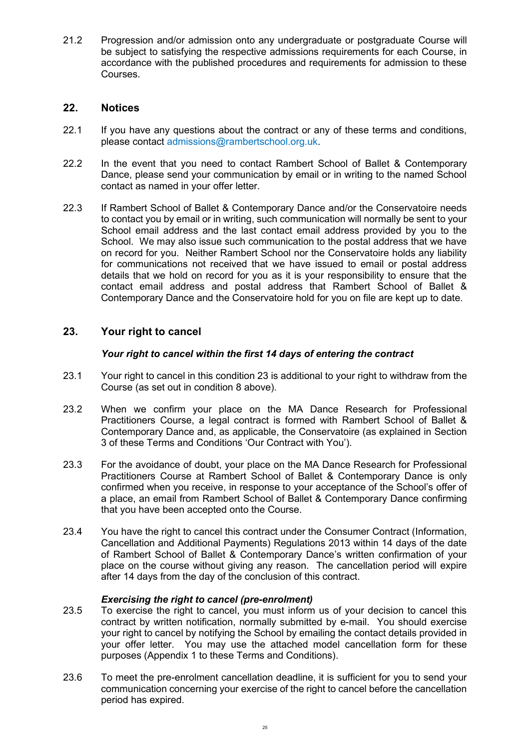21.2 Progression and/or admission onto any undergraduate or postgraduate Course will be subject to satisfying the respective admissions requirements for each Course, in accordance with the published procedures and requirements for admission to these Courses.

## 22. Notices

22.1 If you have any questions about the contract or any of these terms and conditions, please contact admissions@rambertschool.org.uk.

22.2 In the event that you need to contact Rambert School of Ballet & Contemporary Dance, please send your communication by email or in writing to the named School contact as named in your offer letter.

22.3 If Rambert School of Ballet & Contemporary Dance and/or the Conservatoire needs to contact you by email or in writing, such communication will normally be sent to your School email address and the last contact email address provided by you to the School. We may also issue such communication to the postal address that we have on record for you. Neither Rambert School nor the Conservatoire holds any liability for communications not received that we have issued to email or postal address details that we hold on record for you as it is your responsibility to ensure that the contact email address and postal address that Rambert School of Ballet & Contemporary Dance and the Conservatoire hold for you on file are kept up to date.

## 23. Your right to cancel

### *Your right to cancel within the first 14 days of entering the contract*

23.1 Your right to cancel in this condition 23 is additional to your right to withdraw from the Course (as set out in condition 8 above).

23.2 When we confirm your place on the MA Dance Research for Professional Practitioners Course, a legal contract is formed with Rambert School of Ballet & Contemporary Dance and, as applicable, the Conservatoire (as explained in Section 3 of these Terms and Conditions 'Our Contract with You').

23.3 For the avoidance of doubt, your place on the MA Dance Research for Professional Practitioners Course at Rambert School of Ballet & Contemporary Dance is only confirmed when you receive, in response to your acceptance of the School's offer of a place, an email from Rambert School of Ballet & Contemporary Dance confirming that you have been accepted onto the Course.

23.4 You have the right to cancel this contract under the Consumer Contract (Information, Cancellation and Additional Payments) Regulations 2013 within 14 days of the date of Rambert School of Ballet & Contemporary Dance's written confirmation of your place on the course without giving any reason. The cancellation period will expire after 14 days from the day of the conclusion of this contract.

### *Exercising the right to cancel (pre-enrolment)*

23.5 To exercise the right to cancel, you must inform us of your decision to cancel this contract by written notification, normally submitted by e-mail. You should exercise your right to cancel by notifying the School by emailing the contact details provided in your offer letter. You may use the attached model cancellation form for these purposes (Appendix 1 to these Terms and Conditions).

23.6 To meet the pre-enrolment cancellation deadline, it is sufficient for you to send your communication concerning your exercise of the right to cancel before the cancellation period has expired.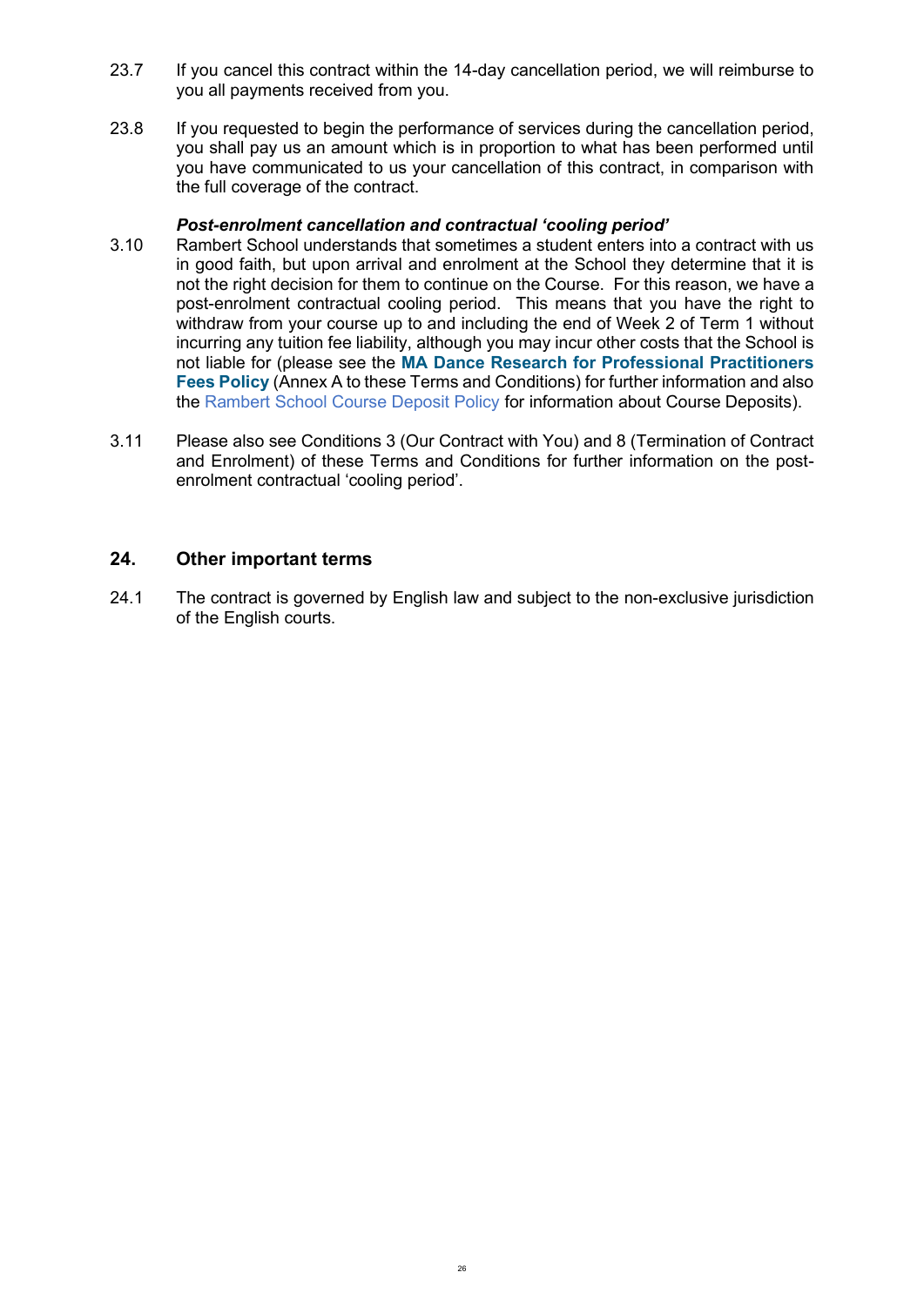23.7 If you cancel this contract within the 14-day cancellation period, we will reimburse to you all payments received from you.

23.8 If you requested to begin the performance of services during the cancellation period, you shall pay us an amount which is in proportion to what has been performed until you have communicated to us your cancellation of this contract, in comparison with the full coverage of the contract.

***Post-enrolment cancellation and contractual 'cooling period'***

3.10 Rambert School understands that sometimes a student enters into a contract with us in good faith, but upon arrival and enrolment at the School they determine that it is not the right decision for them to continue on the Course. For this reason, we have a post-enrolment contractual cooling period. This means that you have the right to withdraw from your course up to and including the end of Week 2 of Term 1 without incurring any tuition fee liability, although you may incur other costs that the School is not liable for (please see the **MA Dance Research for Professional Practitioners Fees Policy** (Annex A to these Terms and Conditions) for further information and also the Rambert School Course Deposit Policy for information about Course Deposits).

3.11 Please also see Conditions 3 (Our Contract with You) and 8 (Termination of Contract and Enrolment) of these Terms and Conditions for further information on the post-enrolment contractual 'cooling period'.

## 24. Other important terms

24.1 The contract is governed by English law and subject to the non-exclusive jurisdiction of the English courts.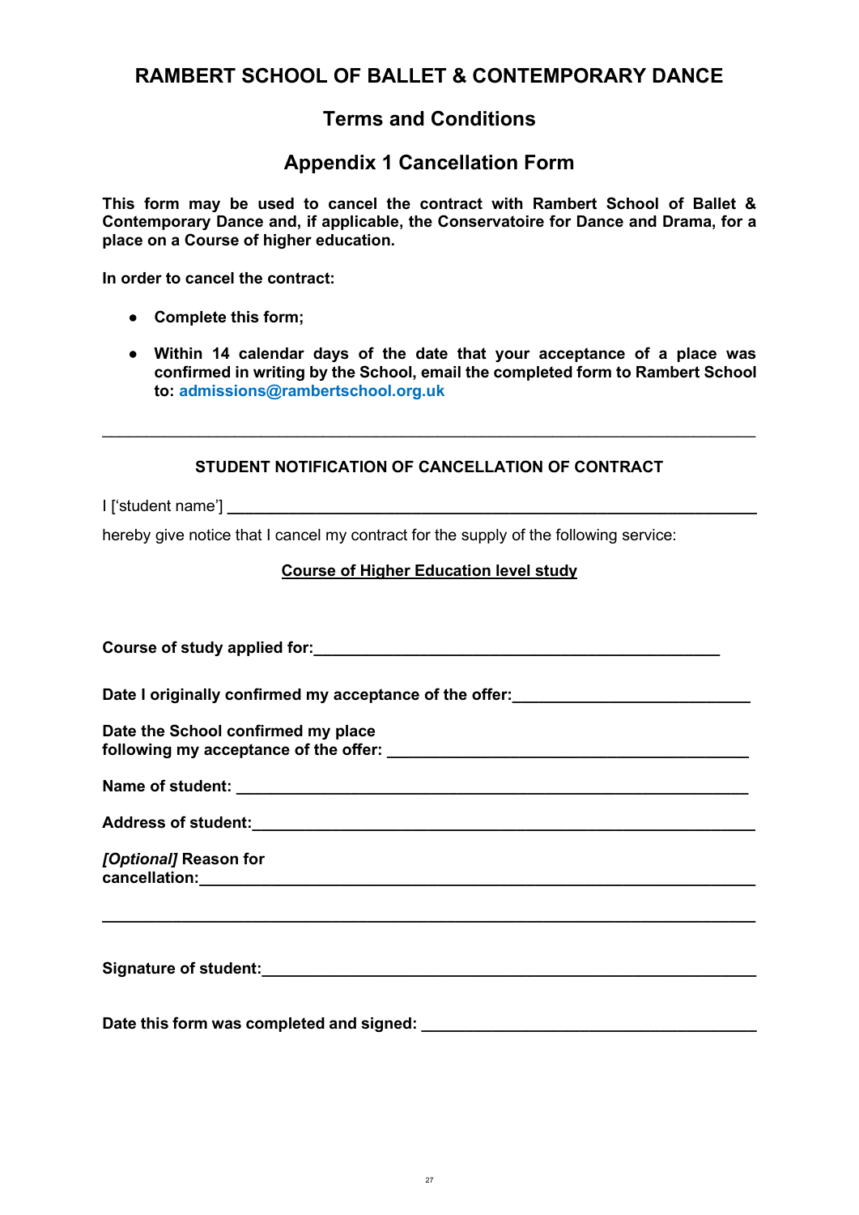# RAMBERT SCHOOL OF BALLET & CONTEMPORARY DANCE

## Terms and Conditions

## Appendix 1 Cancellation Form

**This form may be used to cancel the contract with Rambert School of Ballet & Contemporary Dance and, if applicable, the Conservatoire for Dance and Drama, for a place on a Course of higher education.**

**In order to cancel the contract:**

- **Complete this form;**
- **Within 14 calendar days of the date that your acceptance of a place was confirmed in writing by the School, email the completed form to Rambert School to: admissions@rambertschool.org.uk**

---

### STUDENT NOTIFICATION OF CANCELLATION OF CONTRACT

I ['student name'] ______________________________________________

hereby give notice that I cancel my contract for the supply of the following service:

**Course of Higher Education level study**

**Course of study applied for:**______________________________________

**Date I originally confirmed my acceptance of the offer:**_____________________

**Date the School confirmed my place following my acceptance of the offer:** ______________________________

**Name of student:** ______________________________________________

**Address of student:**____________________________________________

***[Optional]* Reason for cancellation:**_______________________________________

______________________________________________________________

**Signature of student:**___________________________________________

**Date this form was completed and signed:** __________________________